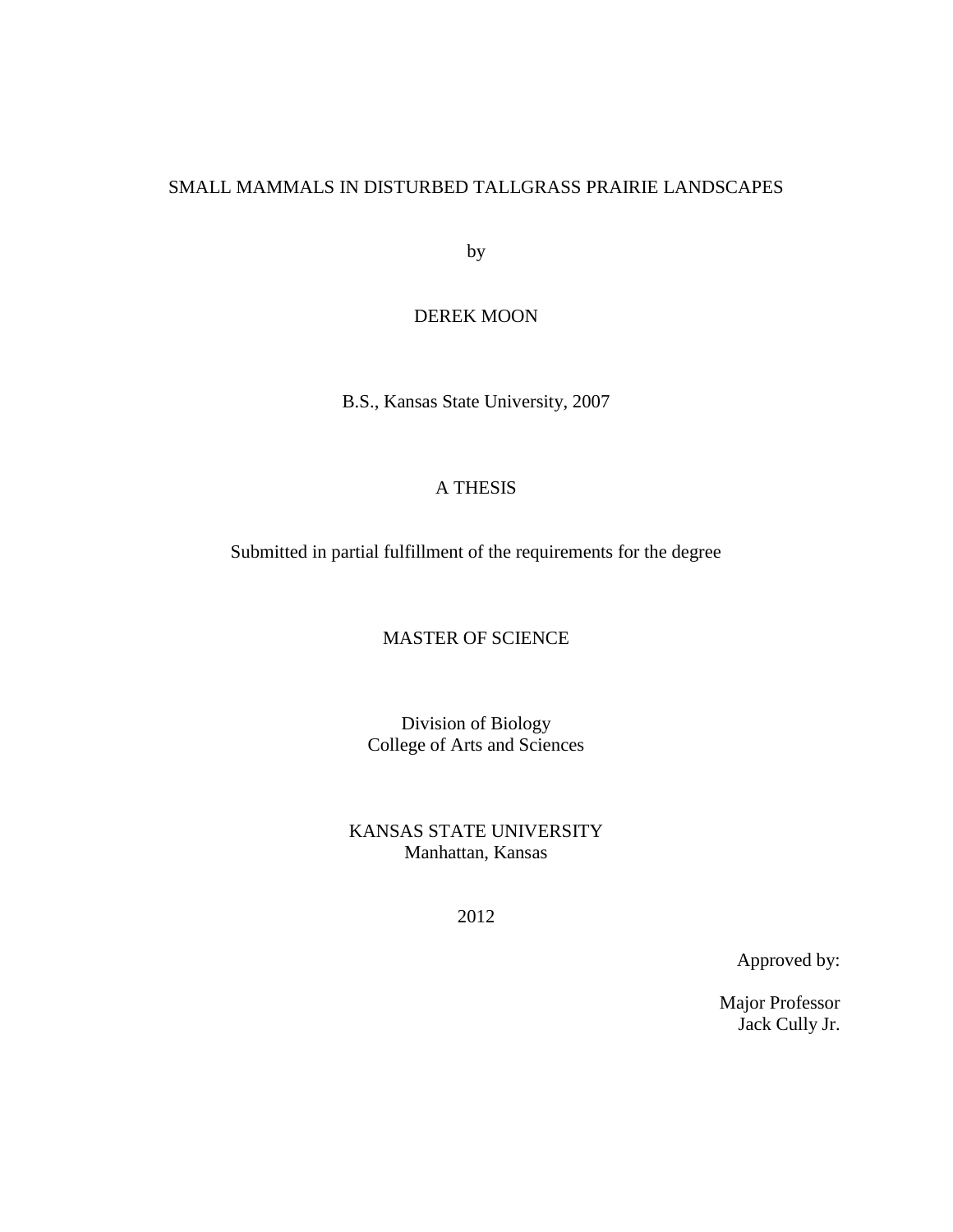# SMALL MAMMALS IN DISTURBED TALLGRASS PRAIRIE LANDSCAPES

by

DEREK MOON

B.S., Kansas State University, 2007

A THESIS

Submitted in partial fulfillment of the requirements for the degree

MASTER OF SCIENCE

Division of Biology
College of Arts and Sciences

KANSAS STATE UNIVERSITY
Manhattan, Kansas

2012

Approved by:

Major Professor
Jack Cully Jr.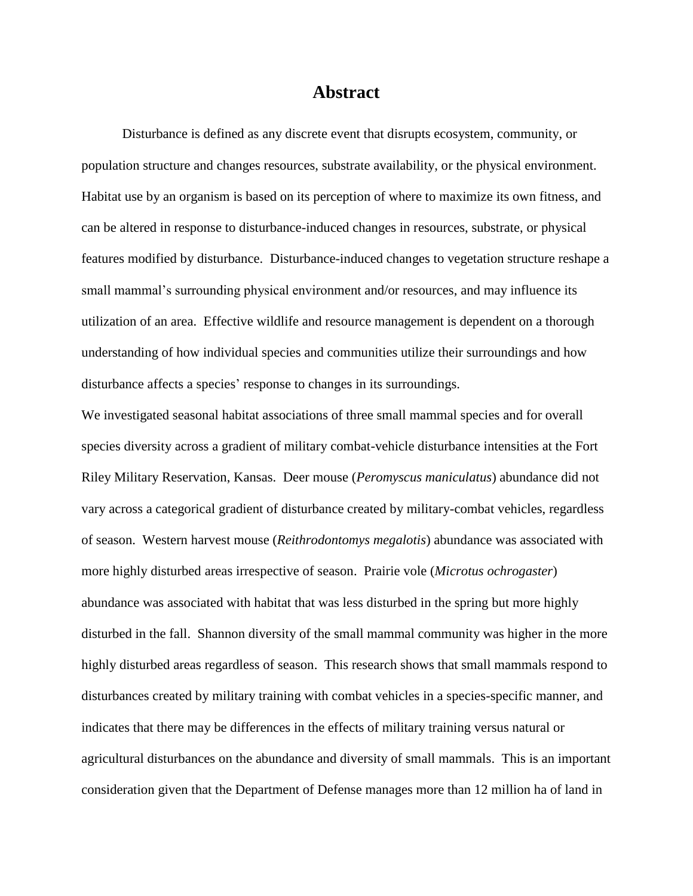# Abstract

Disturbance is defined as any discrete event that disrupts ecosystem, community, or population structure and changes resources, substrate availability, or the physical environment. Habitat use by an organism is based on its perception of where to maximize its own fitness, and can be altered in response to disturbance-induced changes in resources, substrate, or physical features modified by disturbance. Disturbance-induced changes to vegetation structure reshape a small mammal's surrounding physical environment and/or resources, and may influence its utilization of an area. Effective wildlife and resource management is dependent on a thorough understanding of how individual species and communities utilize their surroundings and how disturbance affects a species' response to changes in its surroundings.

We investigated seasonal habitat associations of three small mammal species and for overall species diversity across a gradient of military combat-vehicle disturbance intensities at the Fort Riley Military Reservation, Kansas. Deer mouse (*Peromyscus maniculatus*) abundance did not vary across a categorical gradient of disturbance created by military-combat vehicles, regardless of season. Western harvest mouse (*Reithrodontomys megalotis*) abundance was associated with more highly disturbed areas irrespective of season. Prairie vole (*Microtus ochrogaster*) abundance was associated with habitat that was less disturbed in the spring but more highly disturbed in the fall. Shannon diversity of the small mammal community was higher in the more highly disturbed areas regardless of season. This research shows that small mammals respond to disturbances created by military training with combat vehicles in a species-specific manner, and indicates that there may be differences in the effects of military training versus natural or agricultural disturbances on the abundance and diversity of small mammals. This is an important consideration given that the Department of Defense manages more than 12 million ha of land in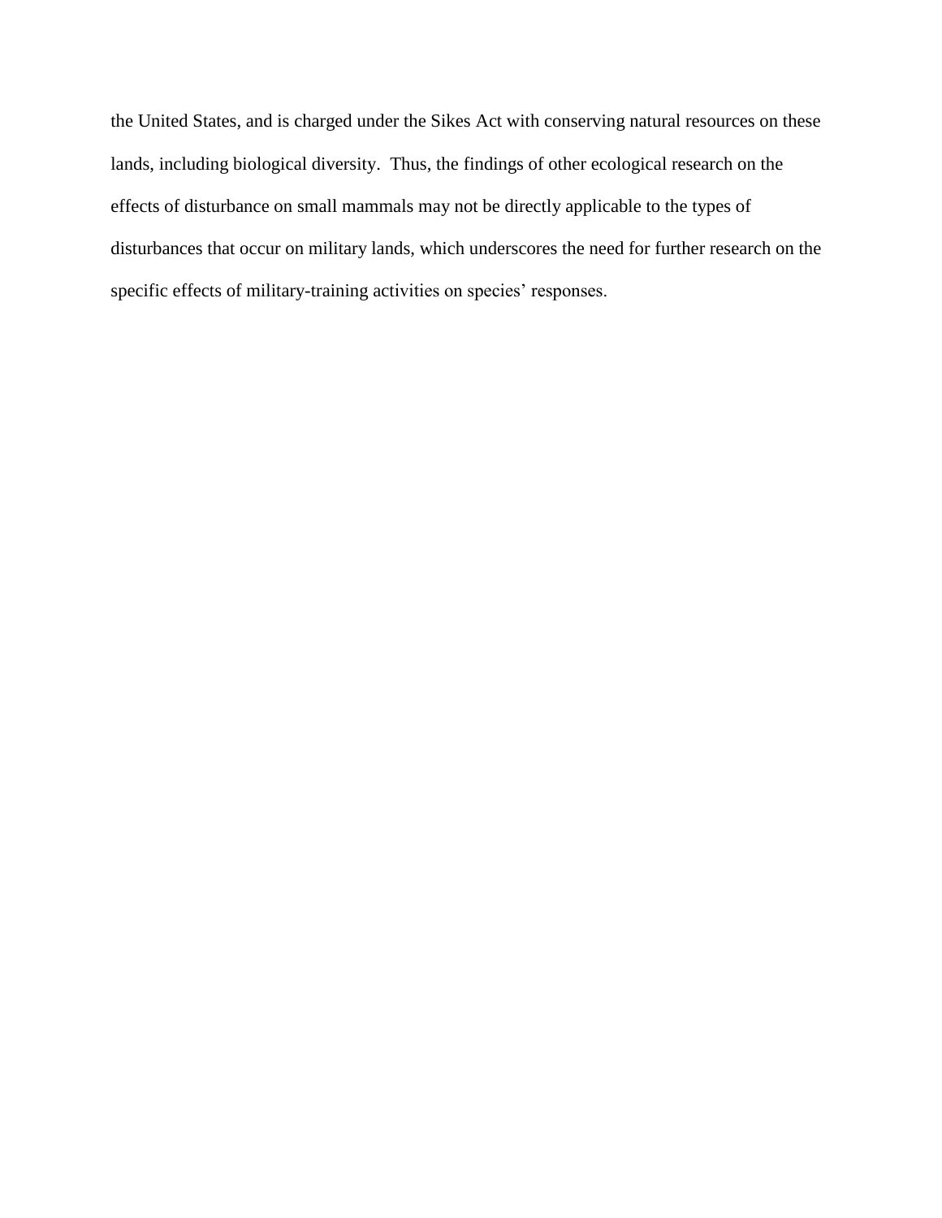the United States, and is charged under the Sikes Act with conserving natural resources on these lands, including biological diversity. Thus, the findings of other ecological research on the effects of disturbance on small mammals may not be directly applicable to the types of disturbances that occur on military lands, which underscores the need for further research on the specific effects of military-training activities on species' responses.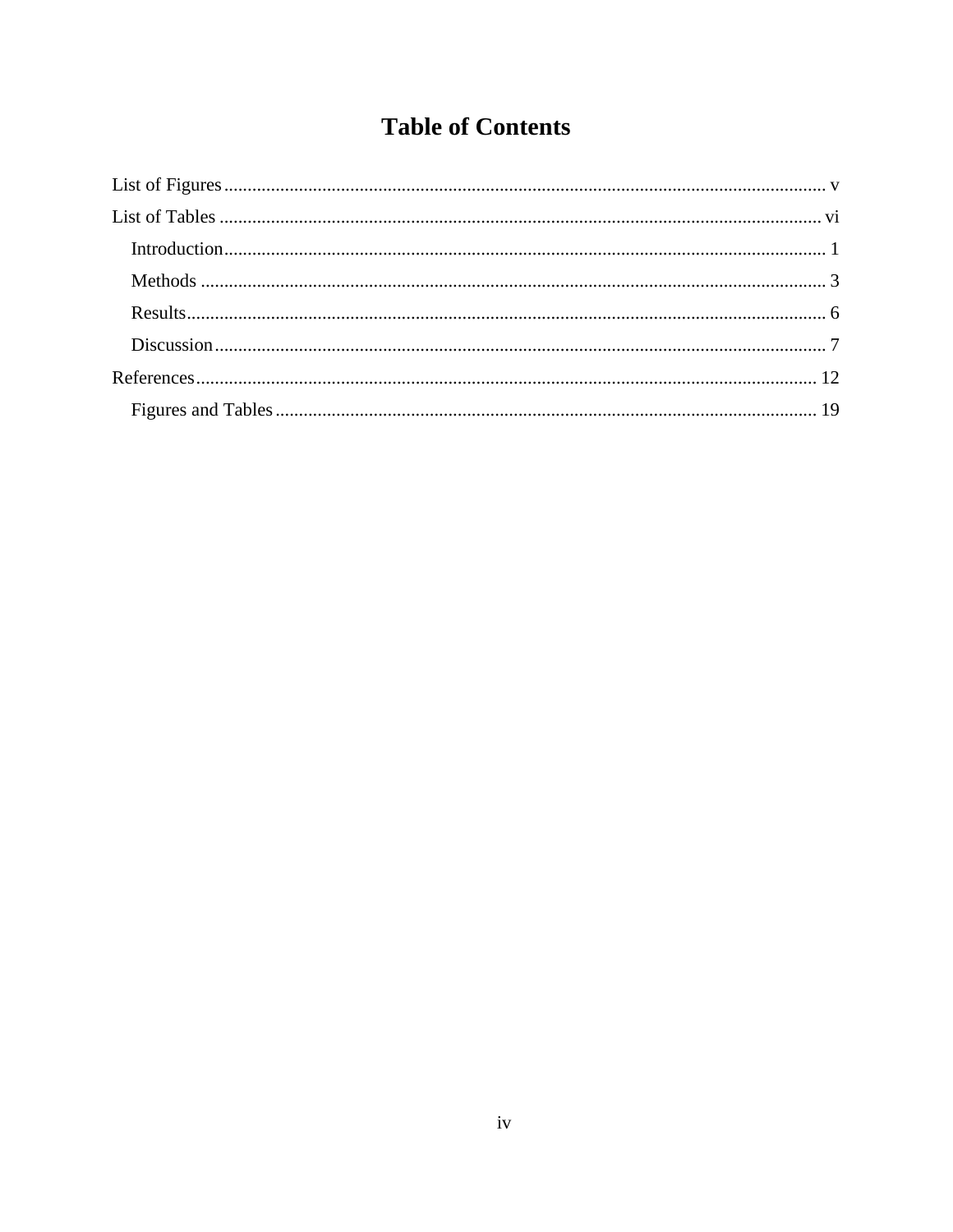# Table of Contents

List of Figures ........................................................ v

List of Tables ........................................................ vi

- Introduction ........................................................ 1
- Methods ........................................................ 3
- Results ........................................................ 6
- Discussion ........................................................ 7

References ........................................................ 12

- Figures and Tables ........................................................ 19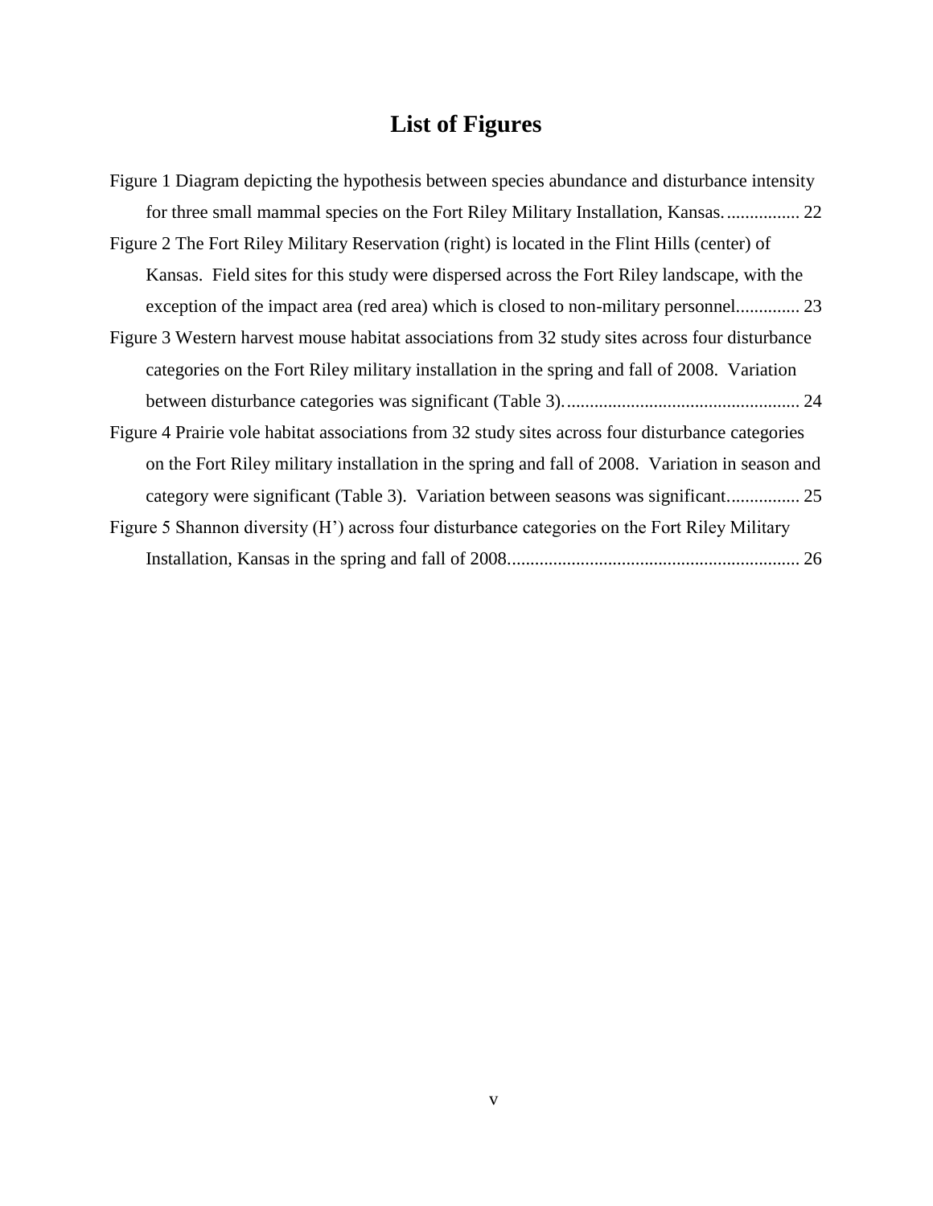# List of Figures

Figure 1 Diagram depicting the hypothesis between species abundance and disturbance intensity for three small mammal species on the Fort Riley Military Installation, Kansas. ................ 22

Figure 2 The Fort Riley Military Reservation (right) is located in the Flint Hills (center) of Kansas. Field sites for this study were dispersed across the Fort Riley landscape, with the exception of the impact area (red area) which is closed to non-military personnel.............. 23

Figure 3 Western harvest mouse habitat associations from 32 study sites across four disturbance categories on the Fort Riley military installation in the spring and fall of 2008. Variation between disturbance categories was significant (Table 3)................................................... 24

Figure 4 Prairie vole habitat associations from 32 study sites across four disturbance categories on the Fort Riley military installation in the spring and fall of 2008. Variation in season and category were significant (Table 3). Variation between seasons was significant................ 25

Figure 5 Shannon diversity (H') across four disturbance categories on the Fort Riley Military Installation, Kansas in the spring and fall of 2008............................................................... 26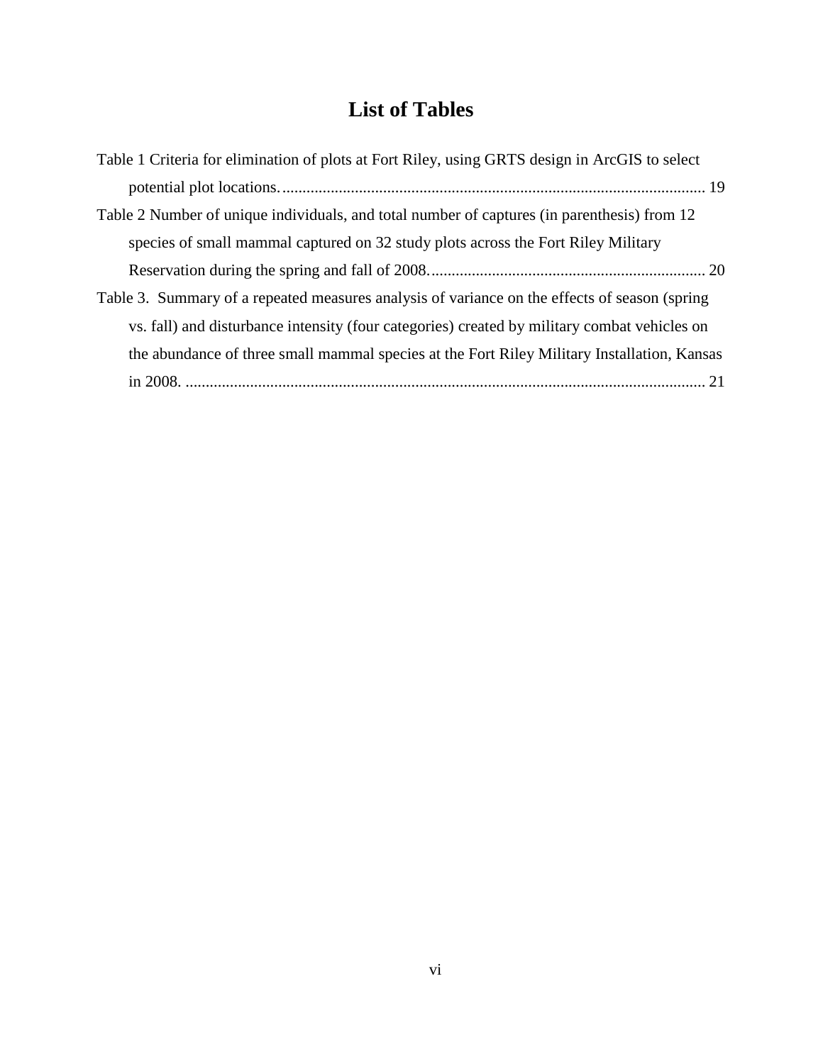# List of Tables

Table 1 Criteria for elimination of plots at Fort Riley, using GRTS design in ArcGIS to select potential plot locations. ........................................................................................................ 19

Table 2 Number of unique individuals, and total number of captures (in parenthesis) from 12 species of small mammal captured on 32 study plots across the Fort Riley Military Reservation during the spring and fall of 2008. ................................................................... 20

Table 3. Summary of a repeated measures analysis of variance on the effects of season (spring vs. fall) and disturbance intensity (four categories) created by military combat vehicles on the abundance of three small mammal species at the Fort Riley Military Installation, Kansas in 2008. ................................................................................................................ 21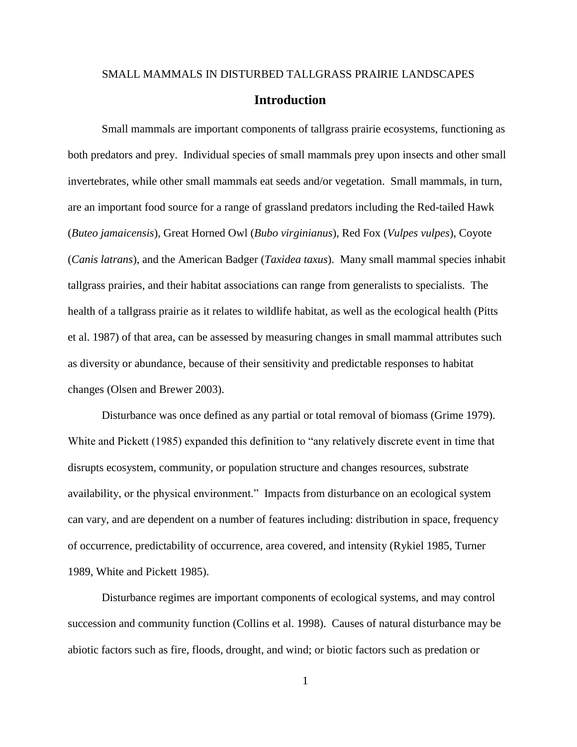SMALL MAMMALS IN DISTURBED TALLGRASS PRAIRIE LANDSCAPES

## Introduction

Small mammals are important components of tallgrass prairie ecosystems, functioning as both predators and prey. Individual species of small mammals prey upon insects and other small invertebrates, while other small mammals eat seeds and/or vegetation. Small mammals, in turn, are an important food source for a range of grassland predators including the Red-tailed Hawk (*Buteo jamaicensis*), Great Horned Owl (*Bubo virginianus*), Red Fox (*Vulpes vulpes*), Coyote (*Canis latrans*), and the American Badger (*Taxidea taxus*). Many small mammal species inhabit tallgrass prairies, and their habitat associations can range from generalists to specialists. The health of a tallgrass prairie as it relates to wildlife habitat, as well as the ecological health (Pitts et al. 1987) of that area, can be assessed by measuring changes in small mammal attributes such as diversity or abundance, because of their sensitivity and predictable responses to habitat changes (Olsen and Brewer 2003).

Disturbance was once defined as any partial or total removal of biomass (Grime 1979). White and Pickett (1985) expanded this definition to "any relatively discrete event in time that disrupts ecosystem, community, or population structure and changes resources, substrate availability, or the physical environment." Impacts from disturbance on an ecological system can vary, and are dependent on a number of features including: distribution in space, frequency of occurrence, predictability of occurrence, area covered, and intensity (Rykiel 1985, Turner 1989, White and Pickett 1985).

Disturbance regimes are important components of ecological systems, and may control succession and community function (Collins et al. 1998). Causes of natural disturbance may be abiotic factors such as fire, floods, drought, and wind; or biotic factors such as predation or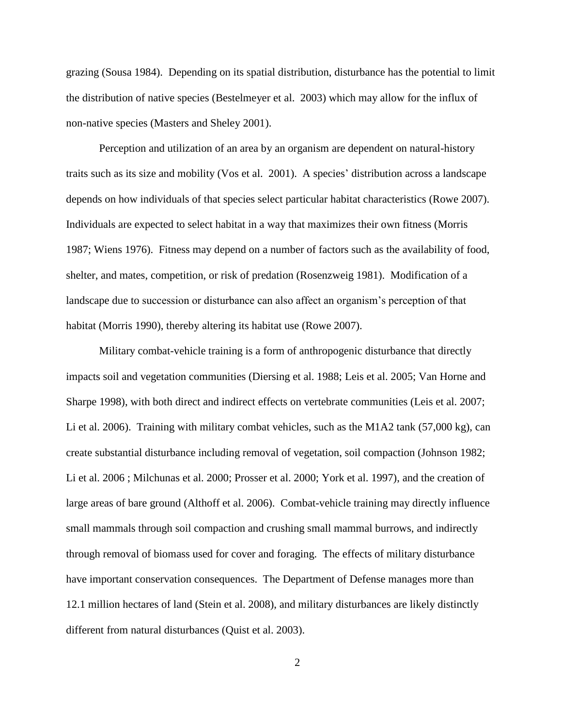grazing (Sousa 1984). Depending on its spatial distribution, disturbance has the potential to limit the distribution of native species (Bestelmeyer et al. 2003) which may allow for the influx of non-native species (Masters and Sheley 2001).

Perception and utilization of an area by an organism are dependent on natural-history traits such as its size and mobility (Vos et al. 2001). A species' distribution across a landscape depends on how individuals of that species select particular habitat characteristics (Rowe 2007). Individuals are expected to select habitat in a way that maximizes their own fitness (Morris 1987; Wiens 1976). Fitness may depend on a number of factors such as the availability of food, shelter, and mates, competition, or risk of predation (Rosenzweig 1981). Modification of a landscape due to succession or disturbance can also affect an organism's perception of that habitat (Morris 1990), thereby altering its habitat use (Rowe 2007).

Military combat-vehicle training is a form of anthropogenic disturbance that directly impacts soil and vegetation communities (Diersing et al. 1988; Leis et al. 2005; Van Horne and Sharpe 1998), with both direct and indirect effects on vertebrate communities (Leis et al. 2007; Li et al. 2006). Training with military combat vehicles, such as the M1A2 tank (57,000 kg), can create substantial disturbance including removal of vegetation, soil compaction (Johnson 1982; Li et al. 2006 ; Milchunas et al. 2000; Prosser et al. 2000; York et al. 1997), and the creation of large areas of bare ground (Althoff et al. 2006). Combat-vehicle training may directly influence small mammals through soil compaction and crushing small mammal burrows, and indirectly through removal of biomass used for cover and foraging. The effects of military disturbance have important conservation consequences. The Department of Defense manages more than 12.1 million hectares of land (Stein et al. 2008), and military disturbances are likely distinctly different from natural disturbances (Quist et al. 2003).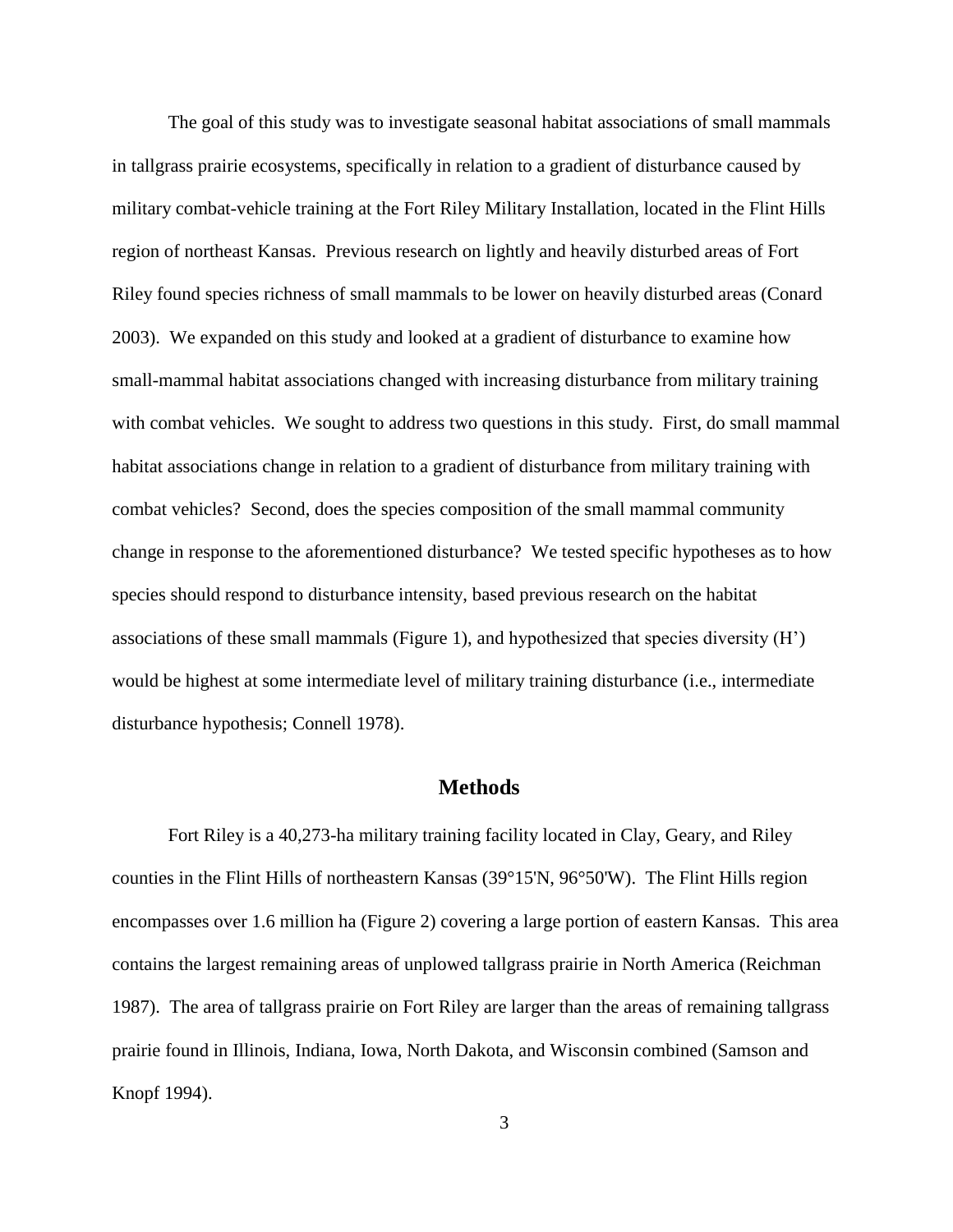The goal of this study was to investigate seasonal habitat associations of small mammals in tallgrass prairie ecosystems, specifically in relation to a gradient of disturbance caused by military combat-vehicle training at the Fort Riley Military Installation, located in the Flint Hills region of northeast Kansas. Previous research on lightly and heavily disturbed areas of Fort Riley found species richness of small mammals to be lower on heavily disturbed areas (Conard 2003). We expanded on this study and looked at a gradient of disturbance to examine how small-mammal habitat associations changed with increasing disturbance from military training with combat vehicles. We sought to address two questions in this study. First, do small mammal habitat associations change in relation to a gradient of disturbance from military training with combat vehicles? Second, does the species composition of the small mammal community change in response to the aforementioned disturbance? We tested specific hypotheses as to how species should respond to disturbance intensity, based previous research on the habitat associations of these small mammals (Figure 1), and hypothesized that species diversity (H') would be highest at some intermediate level of military training disturbance (i.e., intermediate disturbance hypothesis; Connell 1978).

## Methods

Fort Riley is a 40,273-ha military training facility located in Clay, Geary, and Riley counties in the Flint Hills of northeastern Kansas (39°15'N, 96°50'W). The Flint Hills region encompasses over 1.6 million ha (Figure 2) covering a large portion of eastern Kansas. This area contains the largest remaining areas of unplowed tallgrass prairie in North America (Reichman 1987). The area of tallgrass prairie on Fort Riley are larger than the areas of remaining tallgrass prairie found in Illinois, Indiana, Iowa, North Dakota, and Wisconsin combined (Samson and Knopf 1994).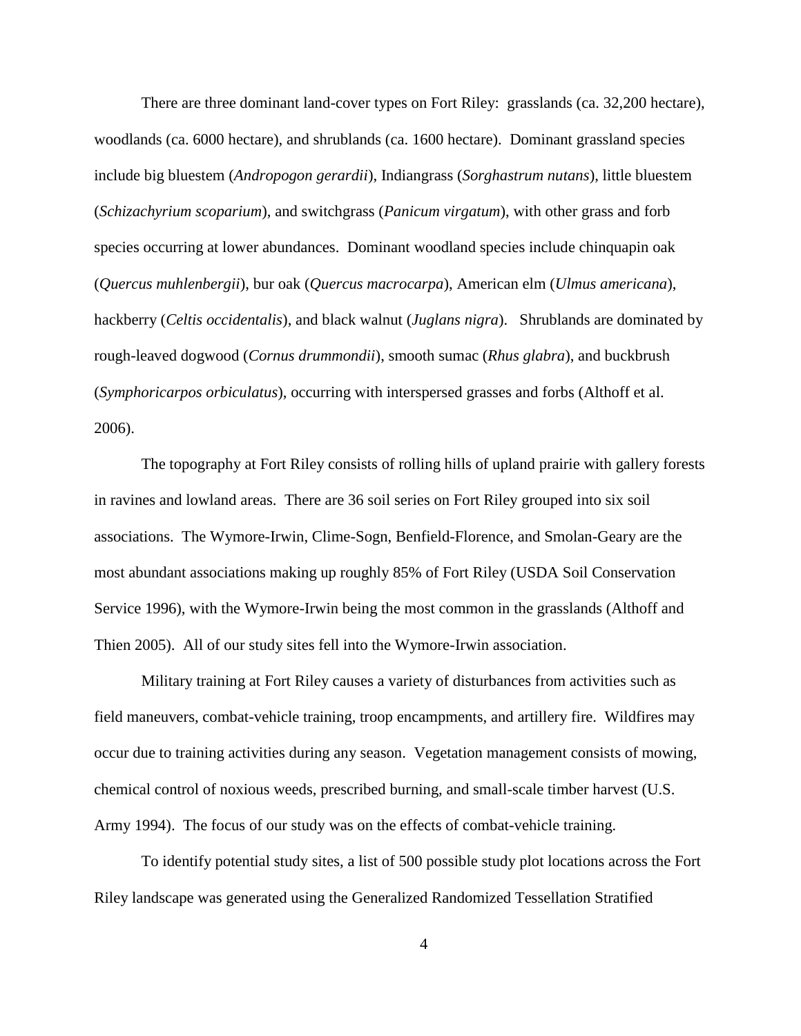There are three dominant land-cover types on Fort Riley: grasslands (ca. 32,200 hectare), woodlands (ca. 6000 hectare), and shrublands (ca. 1600 hectare). Dominant grassland species include big bluestem (*Andropogon gerardii*), Indiangrass (*Sorghastrum nutans*), little bluestem (*Schizachyrium scoparium*), and switchgrass (*Panicum virgatum*), with other grass and forb species occurring at lower abundances. Dominant woodland species include chinquapin oak (*Quercus muhlenbergii*), bur oak (*Quercus macrocarpa*), American elm (*Ulmus americana*), hackberry (*Celtis occidentalis*), and black walnut (*Juglans nigra*). Shrublands are dominated by rough-leaved dogwood (*Cornus drummondii*), smooth sumac (*Rhus glabra*), and buckbrush (*Symphoricarpos orbiculatus*), occurring with interspersed grasses and forbs (Althoff et al. 2006).

The topography at Fort Riley consists of rolling hills of upland prairie with gallery forests in ravines and lowland areas. There are 36 soil series on Fort Riley grouped into six soil associations. The Wymore-Irwin, Clime-Sogn, Benfield-Florence, and Smolan-Geary are the most abundant associations making up roughly 85% of Fort Riley (USDA Soil Conservation Service 1996), with the Wymore-Irwin being the most common in the grasslands (Althoff and Thien 2005). All of our study sites fell into the Wymore-Irwin association.

Military training at Fort Riley causes a variety of disturbances from activities such as field maneuvers, combat-vehicle training, troop encampments, and artillery fire. Wildfires may occur due to training activities during any season. Vegetation management consists of mowing, chemical control of noxious weeds, prescribed burning, and small-scale timber harvest (U.S. Army 1994). The focus of our study was on the effects of combat-vehicle training.

To identify potential study sites, a list of 500 possible study plot locations across the Fort Riley landscape was generated using the Generalized Randomized Tessellation Stratified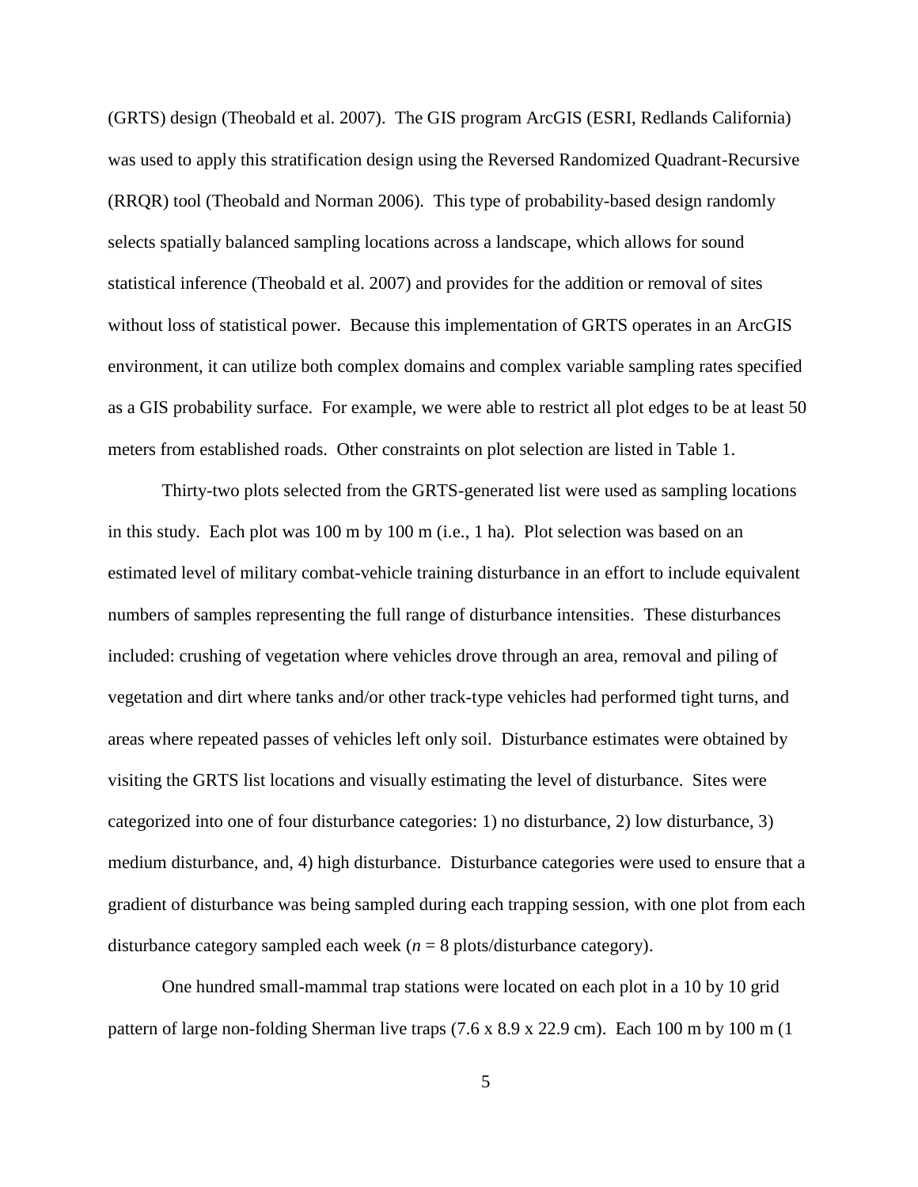(GRTS) design (Theobald et al. 2007). The GIS program ArcGIS (ESRI, Redlands California) was used to apply this stratification design using the Reversed Randomized Quadrant-Recursive (RRQR) tool (Theobald and Norman 2006). This type of probability-based design randomly selects spatially balanced sampling locations across a landscape, which allows for sound statistical inference (Theobald et al. 2007) and provides for the addition or removal of sites without loss of statistical power. Because this implementation of GRTS operates in an ArcGIS environment, it can utilize both complex domains and complex variable sampling rates specified as a GIS probability surface. For example, we were able to restrict all plot edges to be at least 50 meters from established roads. Other constraints on plot selection are listed in Table 1.

Thirty-two plots selected from the GRTS-generated list were used as sampling locations in this study. Each plot was 100 m by 100 m (i.e., 1 ha). Plot selection was based on an estimated level of military combat-vehicle training disturbance in an effort to include equivalent numbers of samples representing the full range of disturbance intensities. These disturbances included: crushing of vegetation where vehicles drove through an area, removal and piling of vegetation and dirt where tanks and/or other track-type vehicles had performed tight turns, and areas where repeated passes of vehicles left only soil. Disturbance estimates were obtained by visiting the GRTS list locations and visually estimating the level of disturbance. Sites were categorized into one of four disturbance categories: 1) no disturbance, 2) low disturbance, 3) medium disturbance, and, 4) high disturbance. Disturbance categories were used to ensure that a gradient of disturbance was being sampled during each trapping session, with one plot from each disturbance category sampled each week ($n$ = 8 plots/disturbance category).

One hundred small-mammal trap stations were located on each plot in a 10 by 10 grid pattern of large non-folding Sherman live traps (7.6 x 8.9 x 22.9 cm). Each 100 m by 100 m (1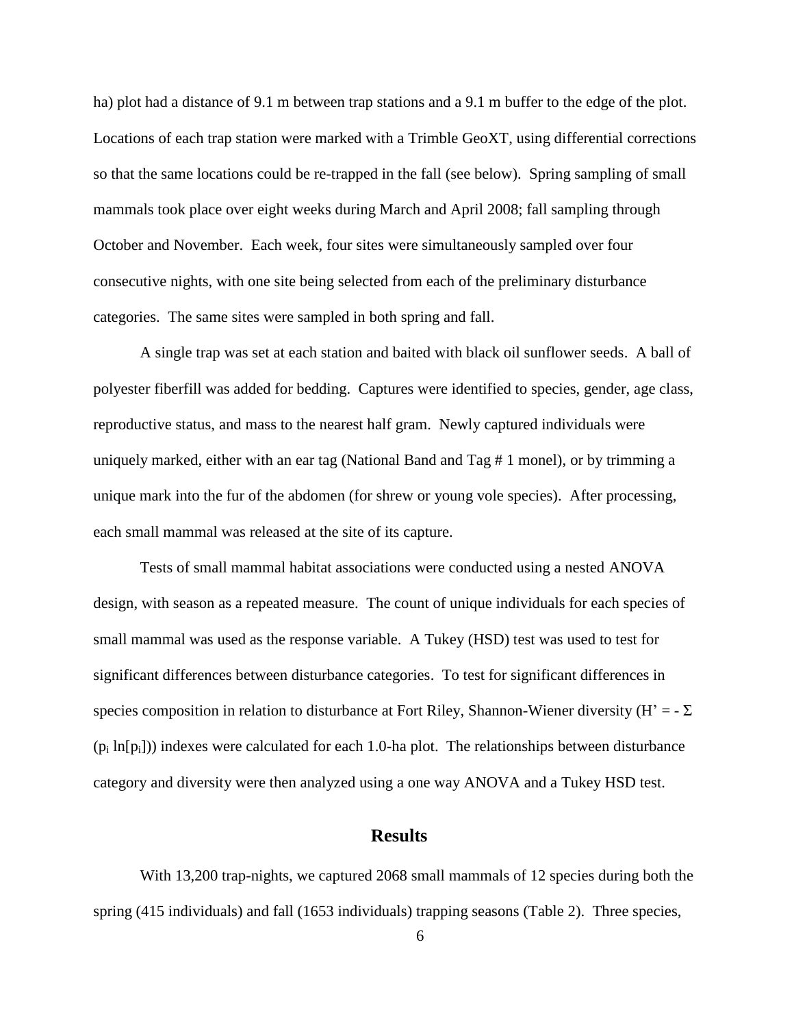ha) plot had a distance of 9.1 m between trap stations and a 9.1 m buffer to the edge of the plot. Locations of each trap station were marked with a Trimble GeoXT, using differential corrections so that the same locations could be re-trapped in the fall (see below). Spring sampling of small mammals took place over eight weeks during March and April 2008; fall sampling through October and November. Each week, four sites were simultaneously sampled over four consecutive nights, with one site being selected from each of the preliminary disturbance categories. The same sites were sampled in both spring and fall.

A single trap was set at each station and baited with black oil sunflower seeds. A ball of polyester fiberfill was added for bedding. Captures were identified to species, gender, age class, reproductive status, and mass to the nearest half gram. Newly captured individuals were uniquely marked, either with an ear tag (National Band and Tag # 1 monel), or by trimming a unique mark into the fur of the abdomen (for shrew or young vole species). After processing, each small mammal was released at the site of its capture.

Tests of small mammal habitat associations were conducted using a nested ANOVA design, with season as a repeated measure. The count of unique individuals for each species of small mammal was used as the response variable. A Tukey (HSD) test was used to test for significant differences between disturbance categories. To test for significant differences in species composition in relation to disturbance at Fort Riley, Shannon-Wiener diversity ($H' = -\Sigma (p_i \ln[p_i])$) indexes were calculated for each 1.0-ha plot. The relationships between disturbance category and diversity were then analyzed using a one way ANOVA and a Tukey HSD test.

## Results

With 13,200 trap-nights, we captured 2068 small mammals of 12 species during both the spring (415 individuals) and fall (1653 individuals) trapping seasons (Table 2). Three species,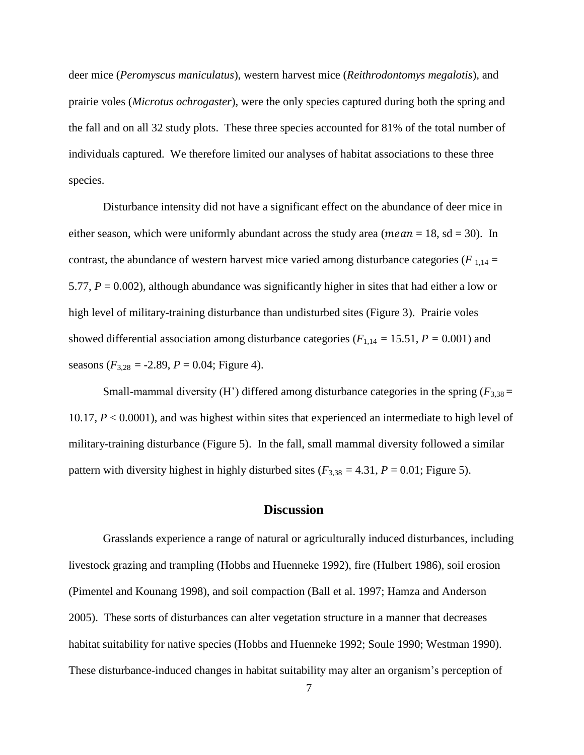deer mice (*Peromyscus maniculatus*), western harvest mice (*Reithrodontomys megalotis*), and prairie voles (*Microtus ochrogaster*), were the only species captured during both the spring and the fall and on all 32 study plots. These three species accounted for 81% of the total number of individuals captured. We therefore limited our analyses of habitat associations to these three species.

Disturbance intensity did not have a significant effect on the abundance of deer mice in either season, which were uniformly abundant across the study area ($mean$ = 18, sd = 30). In contrast, the abundance of western harvest mice varied among disturbance categories ($F_{1,14}$ = 5.77, $P$ = 0.002), although abundance was significantly higher in sites that had either a low or high level of military-training disturbance than undisturbed sites (Figure 3). Prairie voles showed differential association among disturbance categories ($F_{1,14}$ = 15.51, $P$ = 0.001) and seasons ($F_{3,28}$ = -2.89, $P$ = 0.04; Figure 4).

Small-mammal diversity (H') differed among disturbance categories in the spring ($F_{3,38}$ = 10.17, $P$ < 0.0001), and was highest within sites that experienced an intermediate to high level of military-training disturbance (Figure 5). In the fall, small mammal diversity followed a similar pattern with diversity highest in highly disturbed sites ($F_{3,38}$ = 4.31, $P$ = 0.01; Figure 5).

## Discussion

Grasslands experience a range of natural or agriculturally induced disturbances, including livestock grazing and trampling (Hobbs and Huenneke 1992), fire (Hulbert 1986), soil erosion (Pimentel and Kounang 1998), and soil compaction (Ball et al. 1997; Hamza and Anderson 2005). These sorts of disturbances can alter vegetation structure in a manner that decreases habitat suitability for native species (Hobbs and Huenneke 1992; Soule 1990; Westman 1990). These disturbance-induced changes in habitat suitability may alter an organism's perception of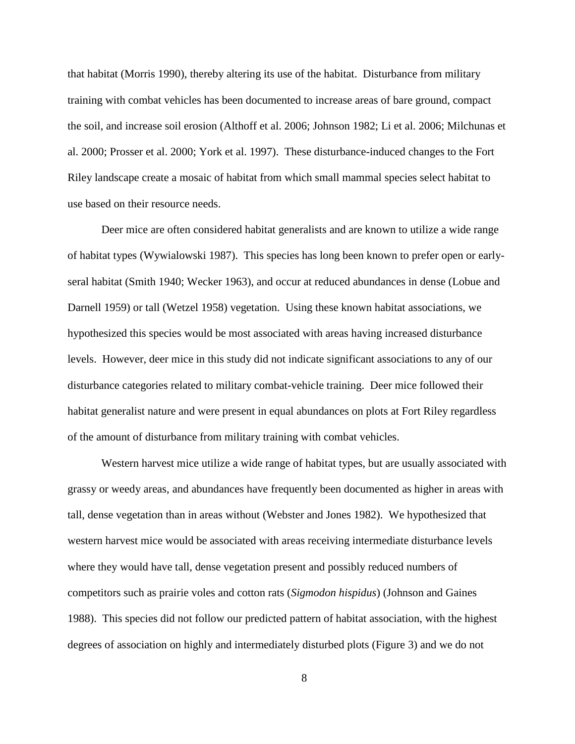that habitat (Morris 1990), thereby altering its use of the habitat. Disturbance from military training with combat vehicles has been documented to increase areas of bare ground, compact the soil, and increase soil erosion (Althoff et al. 2006; Johnson 1982; Li et al. 2006; Milchunas et al. 2000; Prosser et al. 2000; York et al. 1997). These disturbance-induced changes to the Fort Riley landscape create a mosaic of habitat from which small mammal species select habitat to use based on their resource needs.

Deer mice are often considered habitat generalists and are known to utilize a wide range of habitat types (Wywialowski 1987). This species has long been known to prefer open or early-seral habitat (Smith 1940; Wecker 1963), and occur at reduced abundances in dense (Lobue and Darnell 1959) or tall (Wetzel 1958) vegetation. Using these known habitat associations, we hypothesized this species would be most associated with areas having increased disturbance levels. However, deer mice in this study did not indicate significant associations to any of our disturbance categories related to military combat-vehicle training. Deer mice followed their habitat generalist nature and were present in equal abundances on plots at Fort Riley regardless of the amount of disturbance from military training with combat vehicles.

Western harvest mice utilize a wide range of habitat types, but are usually associated with grassy or weedy areas, and abundances have frequently been documented as higher in areas with tall, dense vegetation than in areas without (Webster and Jones 1982). We hypothesized that western harvest mice would be associated with areas receiving intermediate disturbance levels where they would have tall, dense vegetation present and possibly reduced numbers of competitors such as prairie voles and cotton rats (*Sigmodon hispidus*) (Johnson and Gaines 1988). This species did not follow our predicted pattern of habitat association, with the highest degrees of association on highly and intermediately disturbed plots (Figure 3) and we do not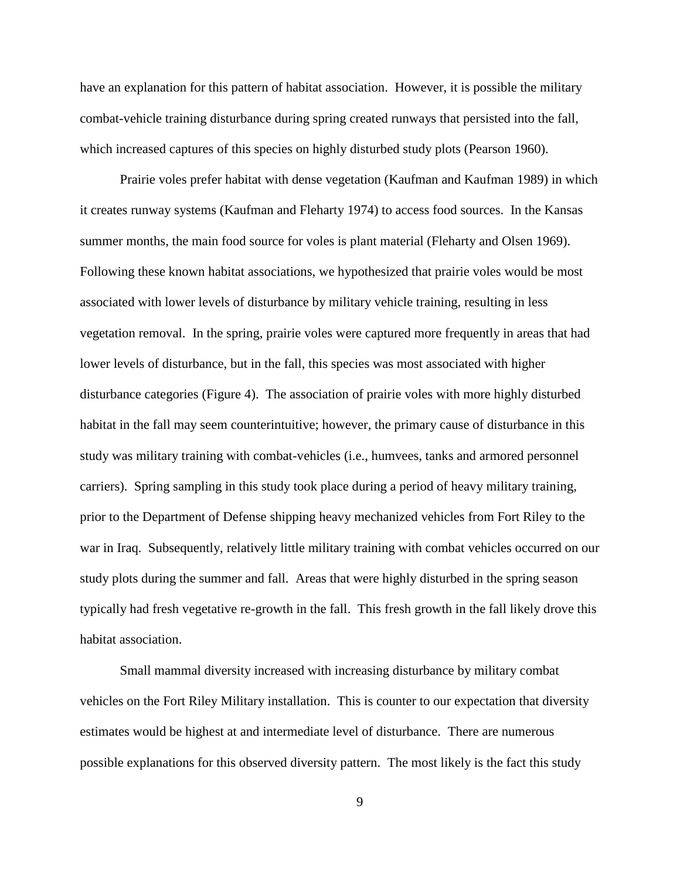have an explanation for this pattern of habitat association. However, it is possible the military combat-vehicle training disturbance during spring created runways that persisted into the fall, which increased captures of this species on highly disturbed study plots (Pearson 1960).

Prairie voles prefer habitat with dense vegetation (Kaufman and Kaufman 1989) in which it creates runway systems (Kaufman and Fleharty 1974) to access food sources. In the Kansas summer months, the main food source for voles is plant material (Fleharty and Olsen 1969). Following these known habitat associations, we hypothesized that prairie voles would be most associated with lower levels of disturbance by military vehicle training, resulting in less vegetation removal. In the spring, prairie voles were captured more frequently in areas that had lower levels of disturbance, but in the fall, this species was most associated with higher disturbance categories (Figure 4). The association of prairie voles with more highly disturbed habitat in the fall may seem counterintuitive; however, the primary cause of disturbance in this study was military training with combat-vehicles (i.e., humvees, tanks and armored personnel carriers). Spring sampling in this study took place during a period of heavy military training, prior to the Department of Defense shipping heavy mechanized vehicles from Fort Riley to the war in Iraq. Subsequently, relatively little military training with combat vehicles occurred on our study plots during the summer and fall. Areas that were highly disturbed in the spring season typically had fresh vegetative re-growth in the fall. This fresh growth in the fall likely drove this habitat association.

Small mammal diversity increased with increasing disturbance by military combat vehicles on the Fort Riley Military installation. This is counter to our expectation that diversity estimates would be highest at and intermediate level of disturbance. There are numerous possible explanations for this observed diversity pattern. The most likely is the fact this study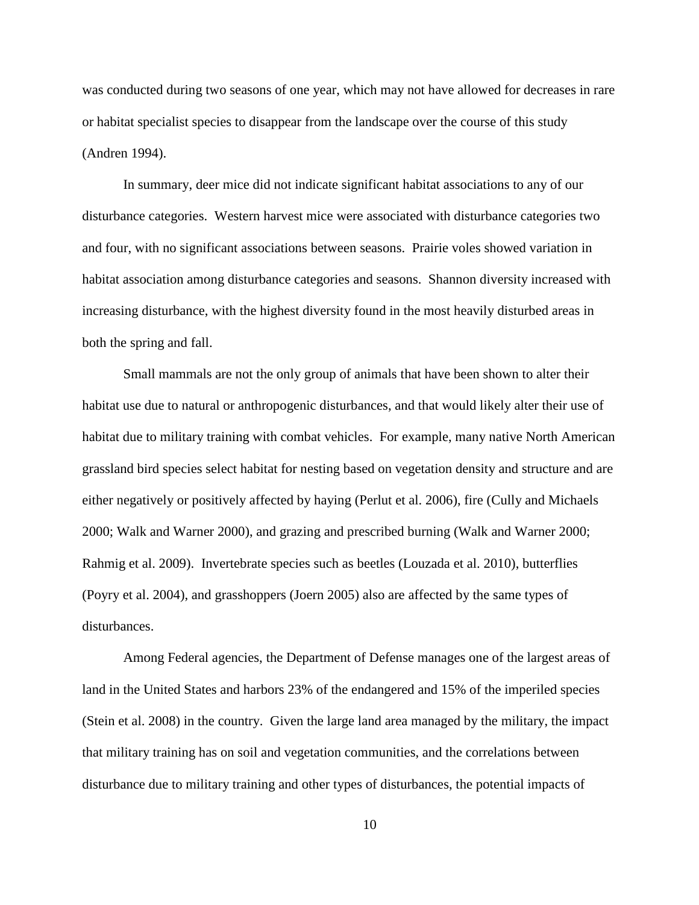was conducted during two seasons of one year, which may not have allowed for decreases in rare or habitat specialist species to disappear from the landscape over the course of this study (Andren 1994).

In summary, deer mice did not indicate significant habitat associations to any of our disturbance categories. Western harvest mice were associated with disturbance categories two and four, with no significant associations between seasons. Prairie voles showed variation in habitat association among disturbance categories and seasons. Shannon diversity increased with increasing disturbance, with the highest diversity found in the most heavily disturbed areas in both the spring and fall.

Small mammals are not the only group of animals that have been shown to alter their habitat use due to natural or anthropogenic disturbances, and that would likely alter their use of habitat due to military training with combat vehicles. For example, many native North American grassland bird species select habitat for nesting based on vegetation density and structure and are either negatively or positively affected by haying (Perlut et al. 2006), fire (Cully and Michaels 2000; Walk and Warner 2000), and grazing and prescribed burning (Walk and Warner 2000; Rahmig et al. 2009). Invertebrate species such as beetles (Louzada et al. 2010), butterflies (Poyry et al. 2004), and grasshoppers (Joern 2005) also are affected by the same types of disturbances.

Among Federal agencies, the Department of Defense manages one of the largest areas of land in the United States and harbors 23% of the endangered and 15% of the imperiled species (Stein et al. 2008) in the country. Given the large land area managed by the military, the impact that military training has on soil and vegetation communities, and the correlations between disturbance due to military training and other types of disturbances, the potential impacts of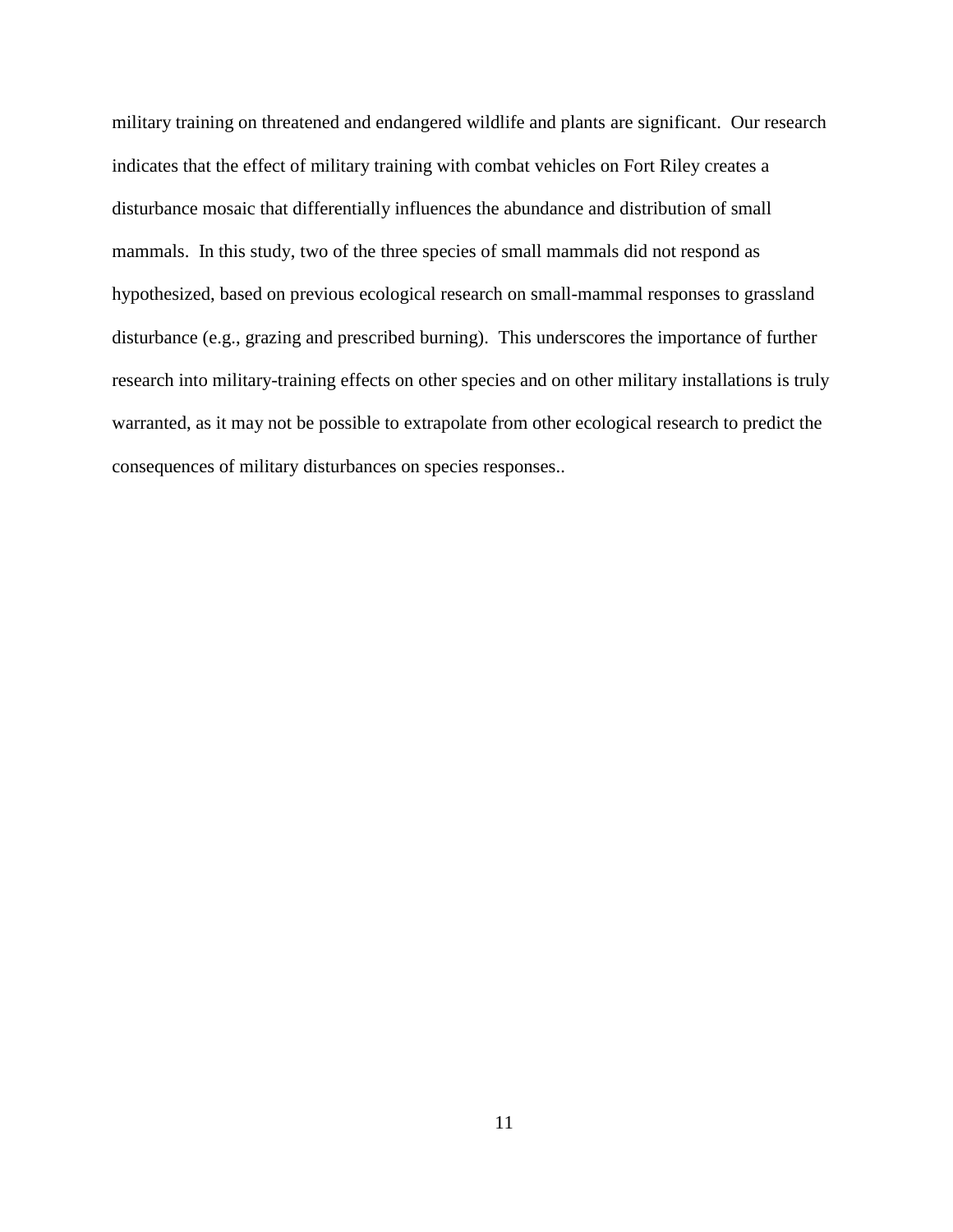military training on threatened and endangered wildlife and plants are significant. Our research indicates that the effect of military training with combat vehicles on Fort Riley creates a disturbance mosaic that differentially influences the abundance and distribution of small mammals. In this study, two of the three species of small mammals did not respond as hypothesized, based on previous ecological research on small-mammal responses to grassland disturbance (e.g., grazing and prescribed burning). This underscores the importance of further research into military-training effects on other species and on other military installations is truly warranted, as it may not be possible to extrapolate from other ecological research to predict the consequences of military disturbances on species responses..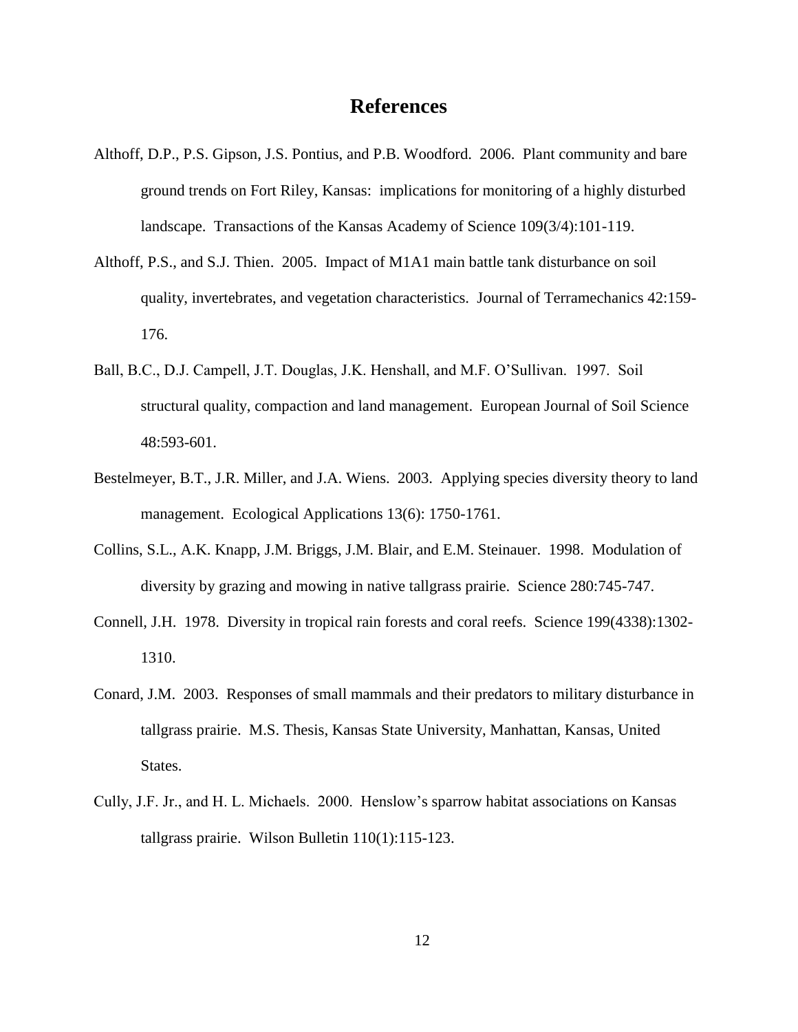# References

Althoff, D.P., P.S. Gipson, J.S. Pontius, and P.B. Woodford. 2006. Plant community and bare ground trends on Fort Riley, Kansas: implications for monitoring of a highly disturbed landscape. Transactions of the Kansas Academy of Science 109(3/4):101-119.

Althoff, P.S., and S.J. Thien. 2005. Impact of M1A1 main battle tank disturbance on soil quality, invertebrates, and vegetation characteristics. Journal of Terramechanics 42:159-176.

Ball, B.C., D.J. Campell, J.T. Douglas, J.K. Henshall, and M.F. O'Sullivan. 1997. Soil structural quality, compaction and land management. European Journal of Soil Science 48:593-601.

Bestelmeyer, B.T., J.R. Miller, and J.A. Wiens. 2003. Applying species diversity theory to land management. Ecological Applications 13(6): 1750-1761.

Collins, S.L., A.K. Knapp, J.M. Briggs, J.M. Blair, and E.M. Steinauer. 1998. Modulation of diversity by grazing and mowing in native tallgrass prairie. Science 280:745-747.

Connell, J.H. 1978. Diversity in tropical rain forests and coral reefs. Science 199(4338):1302-1310.

Conard, J.M. 2003. Responses of small mammals and their predators to military disturbance in tallgrass prairie. M.S. Thesis, Kansas State University, Manhattan, Kansas, United States.

Cully, J.F. Jr., and H. L. Michaels. 2000. Henslow's sparrow habitat associations on Kansas tallgrass prairie. Wilson Bulletin 110(1):115-123.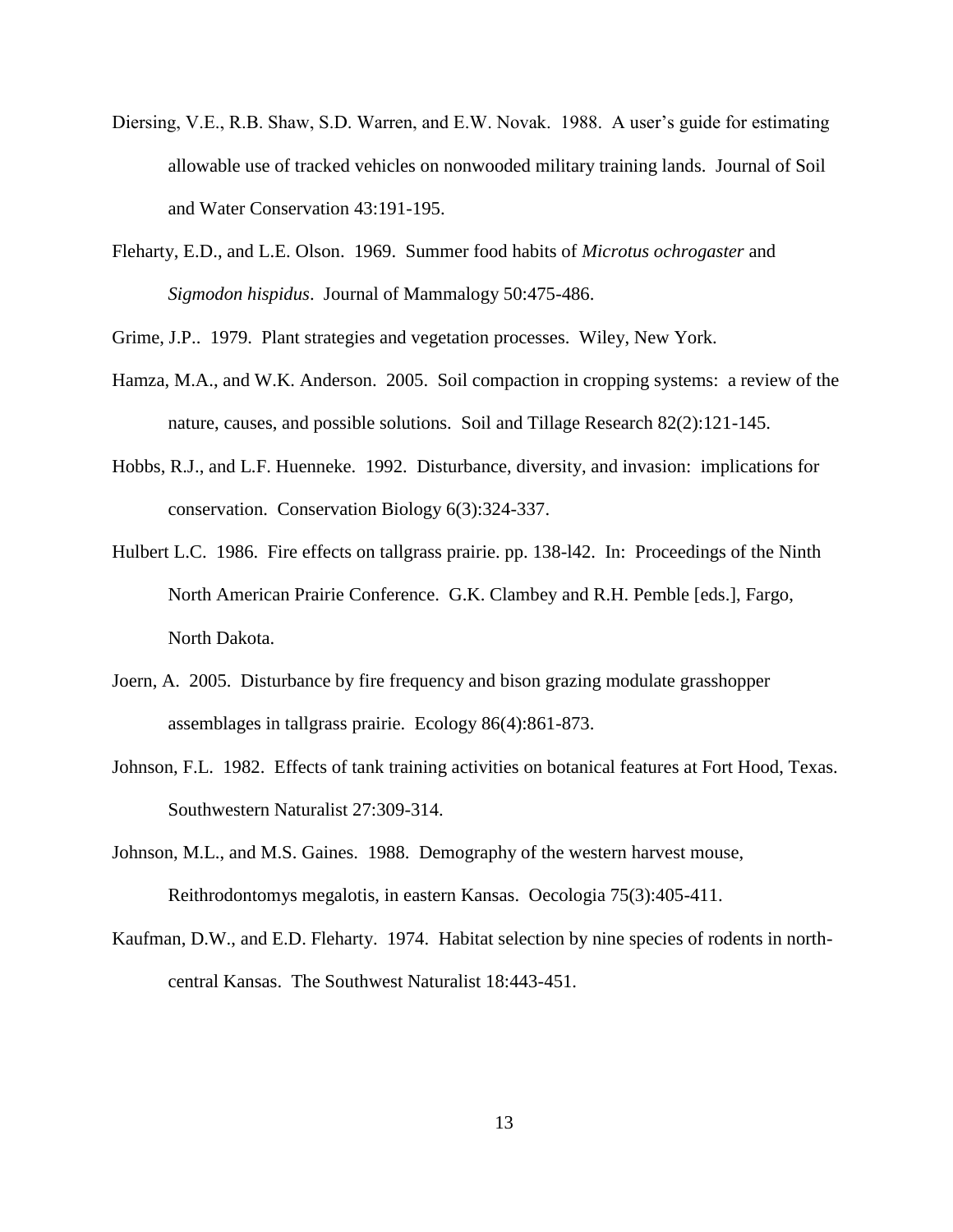Diersing, V.E., R.B. Shaw, S.D. Warren, and E.W. Novak. 1988. A user's guide for estimating allowable use of tracked vehicles on nonwooded military training lands. Journal of Soil and Water Conservation 43:191-195.

Fleharty, E.D., and L.E. Olson. 1969. Summer food habits of *Microtus ochrogaster* and *Sigmodon hispidus*. Journal of Mammalogy 50:475-486.

Grime, J.P.. 1979. Plant strategies and vegetation processes. Wiley, New York.

Hamza, M.A., and W.K. Anderson. 2005. Soil compaction in cropping systems: a review of the nature, causes, and possible solutions. Soil and Tillage Research 82(2):121-145.

Hobbs, R.J., and L.F. Huenneke. 1992. Disturbance, diversity, and invasion: implications for conservation. Conservation Biology 6(3):324-337.

Hulbert L.C. 1986. Fire effects on tallgrass prairie. pp. 138-l42. In: Proceedings of the Ninth North American Prairie Conference. G.K. Clambey and R.H. Pemble [eds.], Fargo, North Dakota.

Joern, A. 2005. Disturbance by fire frequency and bison grazing modulate grasshopper assemblages in tallgrass prairie. Ecology 86(4):861-873.

Johnson, F.L. 1982. Effects of tank training activities on botanical features at Fort Hood, Texas. Southwestern Naturalist 27:309-314.

Johnson, M.L., and M.S. Gaines. 1988. Demography of the western harvest mouse, Reithrodontomys megalotis, in eastern Kansas. Oecologia 75(3):405-411.

Kaufman, D.W., and E.D. Fleharty. 1974. Habitat selection by nine species of rodents in north-central Kansas. The Southwest Naturalist 18:443-451.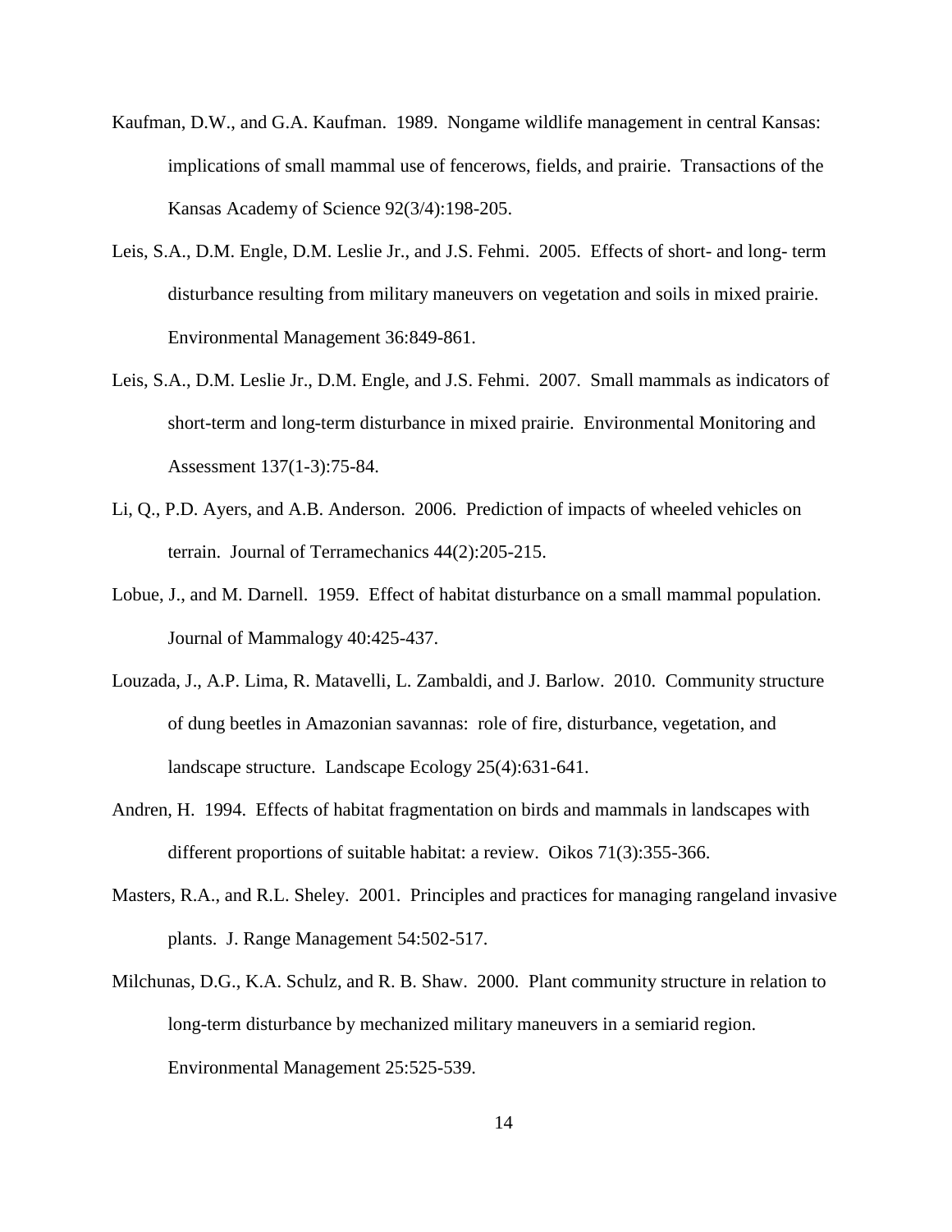Kaufman, D.W., and G.A. Kaufman. 1989. Nongame wildlife management in central Kansas: implications of small mammal use of fencerows, fields, and prairie. Transactions of the Kansas Academy of Science 92(3/4):198-205.

Leis, S.A., D.M. Engle, D.M. Leslie Jr., and J.S. Fehmi. 2005. Effects of short- and long- term disturbance resulting from military maneuvers on vegetation and soils in mixed prairie. Environmental Management 36:849-861.

Leis, S.A., D.M. Leslie Jr., D.M. Engle, and J.S. Fehmi. 2007. Small mammals as indicators of short-term and long-term disturbance in mixed prairie. Environmental Monitoring and Assessment 137(1-3):75-84.

Li, Q., P.D. Ayers, and A.B. Anderson. 2006. Prediction of impacts of wheeled vehicles on terrain. Journal of Terramechanics 44(2):205-215.

Lobue, J., and M. Darnell. 1959. Effect of habitat disturbance on a small mammal population. Journal of Mammalogy 40:425-437.

Louzada, J., A.P. Lima, R. Matavelli, L. Zambaldi, and J. Barlow. 2010. Community structure of dung beetles in Amazonian savannas: role of fire, disturbance, vegetation, and landscape structure. Landscape Ecology 25(4):631-641.

Andren, H. 1994. Effects of habitat fragmentation on birds and mammals in landscapes with different proportions of suitable habitat: a review. Oikos 71(3):355-366.

Masters, R.A., and R.L. Sheley. 2001. Principles and practices for managing rangeland invasive plants. J. Range Management 54:502-517.

Milchunas, D.G., K.A. Schulz, and R. B. Shaw. 2000. Plant community structure in relation to long-term disturbance by mechanized military maneuvers in a semiarid region. Environmental Management 25:525-539.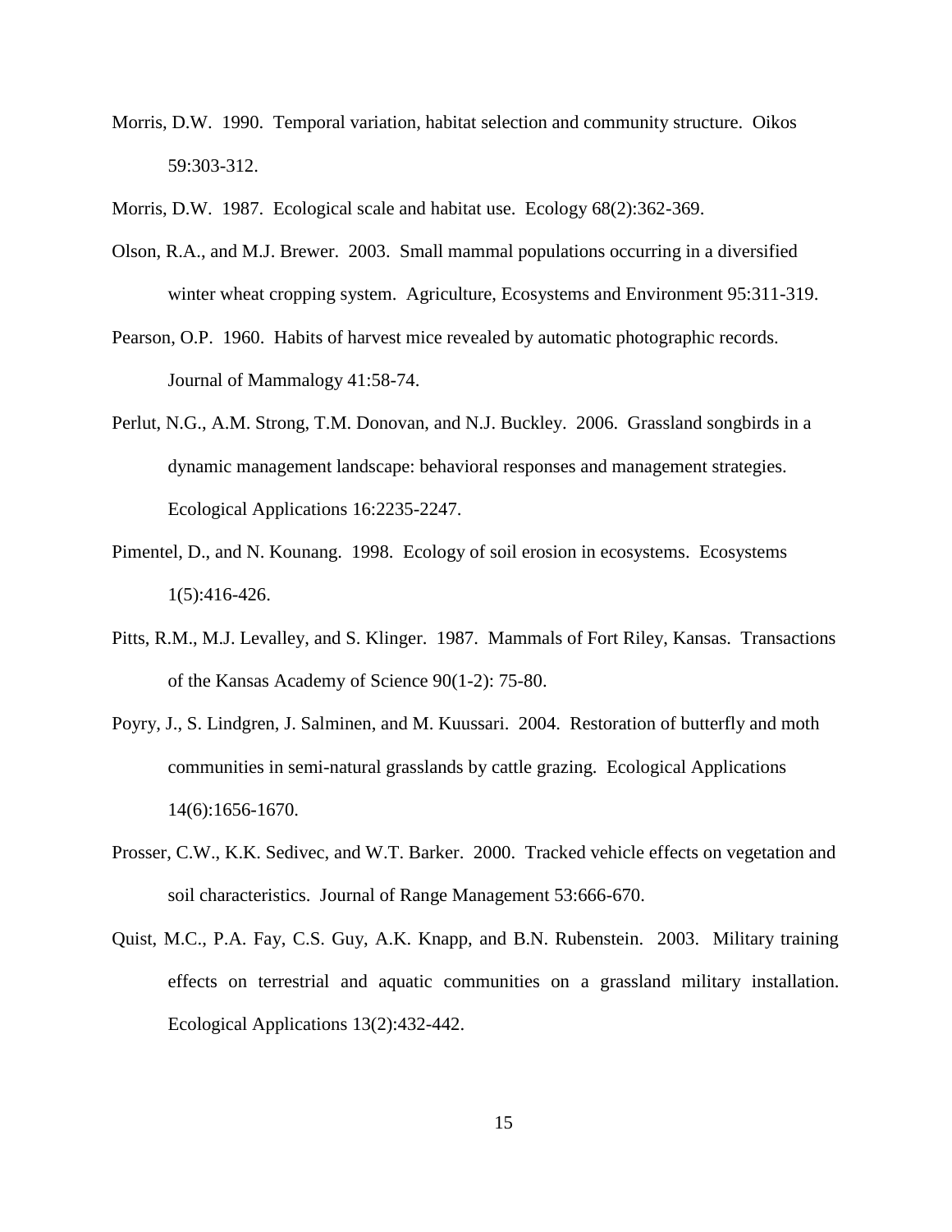Morris, D.W. 1990. Temporal variation, habitat selection and community structure. Oikos 59:303-312.

Morris, D.W. 1987. Ecological scale and habitat use. Ecology 68(2):362-369.

Olson, R.A., and M.J. Brewer. 2003. Small mammal populations occurring in a diversified winter wheat cropping system. Agriculture, Ecosystems and Environment 95:311-319.

Pearson, O.P. 1960. Habits of harvest mice revealed by automatic photographic records. Journal of Mammalogy 41:58-74.

Perlut, N.G., A.M. Strong, T.M. Donovan, and N.J. Buckley. 2006. Grassland songbirds in a dynamic management landscape: behavioral responses and management strategies. Ecological Applications 16:2235-2247.

Pimentel, D., and N. Kounang. 1998. Ecology of soil erosion in ecosystems. Ecosystems 1(5):416-426.

Pitts, R.M., M.J. Levalley, and S. Klinger. 1987. Mammals of Fort Riley, Kansas. Transactions of the Kansas Academy of Science 90(1-2): 75-80.

Poyry, J., S. Lindgren, J. Salminen, and M. Kuussari. 2004. Restoration of butterfly and moth communities in semi-natural grasslands by cattle grazing. Ecological Applications 14(6):1656-1670.

Prosser, C.W., K.K. Sedivec, and W.T. Barker. 2000. Tracked vehicle effects on vegetation and soil characteristics. Journal of Range Management 53:666-670.

Quist, M.C., P.A. Fay, C.S. Guy, A.K. Knapp, and B.N. Rubenstein. 2003. Military training effects on terrestrial and aquatic communities on a grassland military installation. Ecological Applications 13(2):432-442.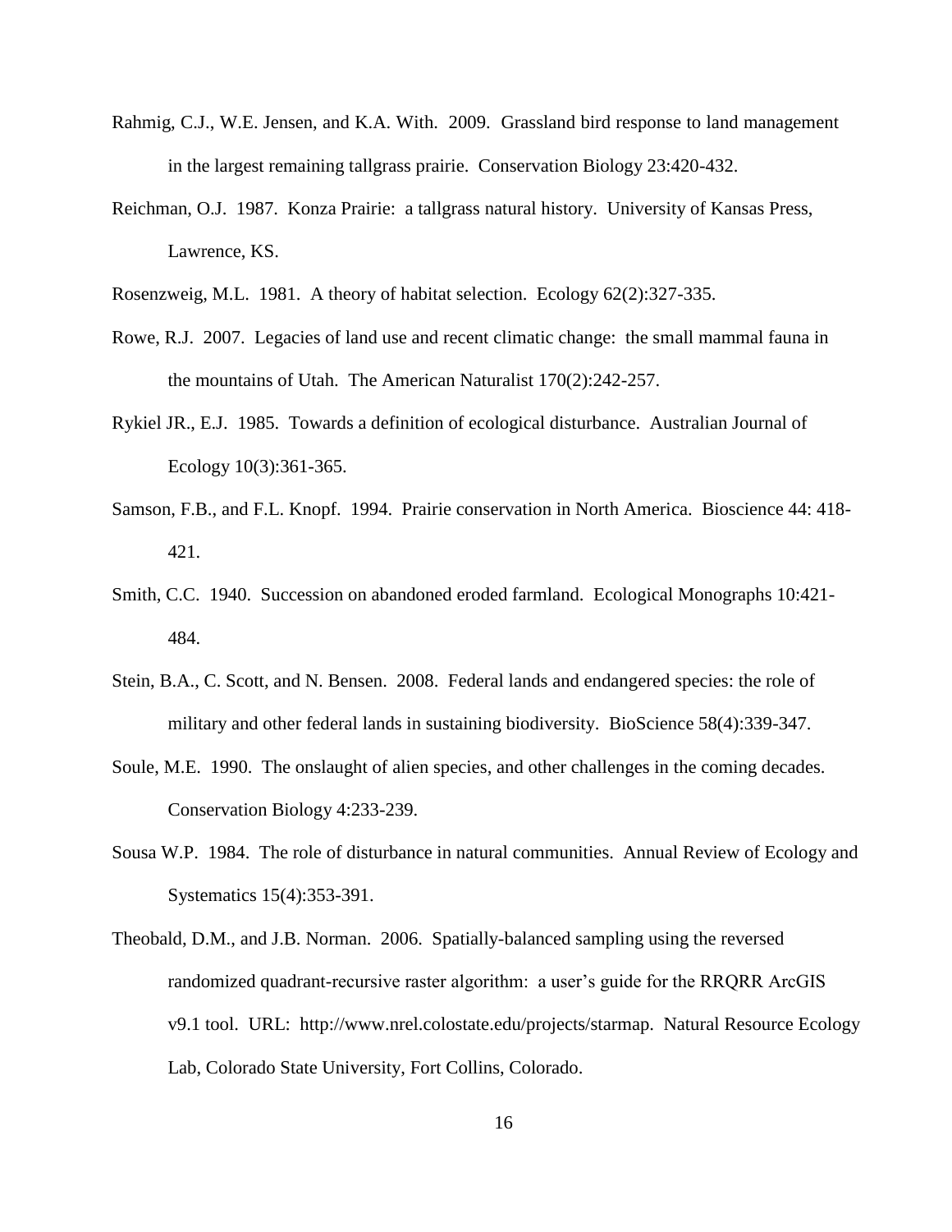Rahmig, C.J., W.E. Jensen, and K.A. With. 2009. Grassland bird response to land management in the largest remaining tallgrass prairie. Conservation Biology 23:420-432.

Reichman, O.J. 1987. Konza Prairie: a tallgrass natural history. University of Kansas Press, Lawrence, KS.

Rosenzweig, M.L. 1981. A theory of habitat selection. Ecology 62(2):327-335.

Rowe, R.J. 2007. Legacies of land use and recent climatic change: the small mammal fauna in the mountains of Utah. The American Naturalist 170(2):242-257.

Rykiel JR., E.J. 1985. Towards a definition of ecological disturbance. Australian Journal of Ecology 10(3):361-365.

Samson, F.B., and F.L. Knopf. 1994. Prairie conservation in North America. Bioscience 44: 418-421.

Smith, C.C. 1940. Succession on abandoned eroded farmland. Ecological Monographs 10:421-484.

Stein, B.A., C. Scott, and N. Bensen. 2008. Federal lands and endangered species: the role of military and other federal lands in sustaining biodiversity. BioScience 58(4):339-347.

Soule, M.E. 1990. The onslaught of alien species, and other challenges in the coming decades. Conservation Biology 4:233-239.

Sousa W.P. 1984. The role of disturbance in natural communities. Annual Review of Ecology and Systematics 15(4):353-391.

Theobald, D.M., and J.B. Norman. 2006. Spatially-balanced sampling using the reversed randomized quadrant-recursive raster algorithm: a user's guide for the RRQRR ArcGIS v9.1 tool. URL: http://www.nrel.colostate.edu/projects/starmap. Natural Resource Ecology Lab, Colorado State University, Fort Collins, Colorado.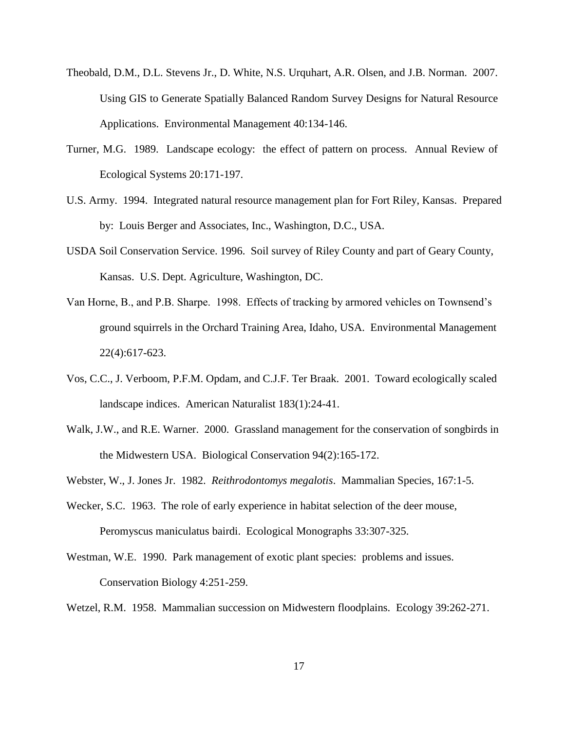Theobald, D.M., D.L. Stevens Jr., D. White, N.S. Urquhart, A.R. Olsen, and J.B. Norman. 2007. Using GIS to Generate Spatially Balanced Random Survey Designs for Natural Resource Applications. Environmental Management 40:134-146.

Turner, M.G. 1989. Landscape ecology: the effect of pattern on process. Annual Review of Ecological Systems 20:171-197.

U.S. Army. 1994. Integrated natural resource management plan for Fort Riley, Kansas. Prepared by: Louis Berger and Associates, Inc., Washington, D.C., USA.

USDA Soil Conservation Service. 1996. Soil survey of Riley County and part of Geary County, Kansas. U.S. Dept. Agriculture, Washington, DC.

Van Horne, B., and P.B. Sharpe. 1998. Effects of tracking by armored vehicles on Townsend's ground squirrels in the Orchard Training Area, Idaho, USA. Environmental Management 22(4):617-623.

Vos, C.C., J. Verboom, P.F.M. Opdam, and C.J.F. Ter Braak. 2001. Toward ecologically scaled landscape indices. American Naturalist 183(1):24-41.

Walk, J.W., and R.E. Warner. 2000. Grassland management for the conservation of songbirds in the Midwestern USA. Biological Conservation 94(2):165-172.

Webster, W., J. Jones Jr. 1982. *Reithrodontomys megalotis*. Mammalian Species, 167:1-5.

Wecker, S.C. 1963. The role of early experience in habitat selection of the deer mouse, Peromyscus maniculatus bairdi. Ecological Monographs 33:307-325.

Westman, W.E. 1990. Park management of exotic plant species: problems and issues. Conservation Biology 4:251-259.

Wetzel, R.M. 1958. Mammalian succession on Midwestern floodplains. Ecology 39:262-271.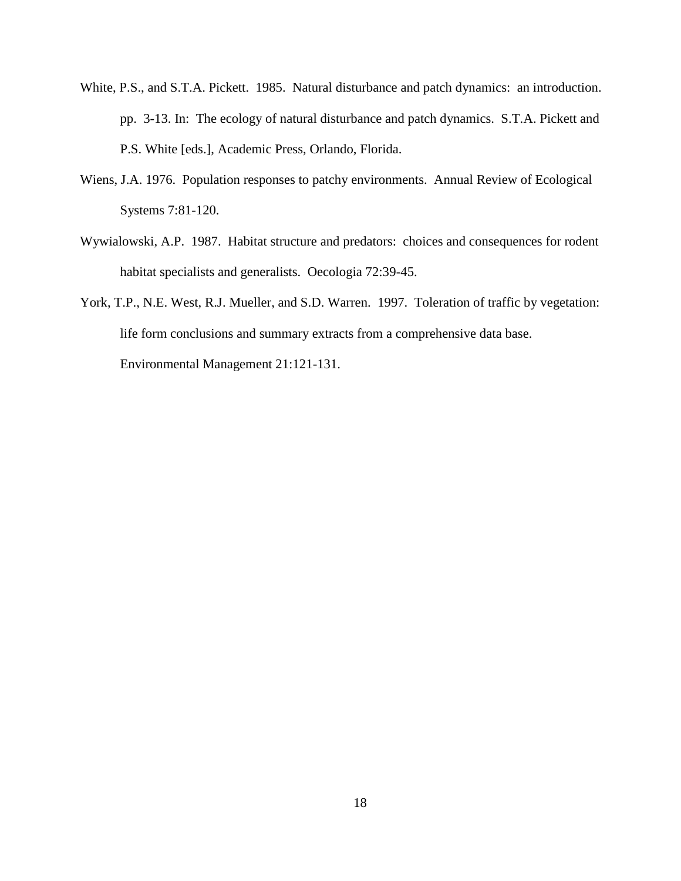White, P.S., and S.T.A. Pickett. 1985. Natural disturbance and patch dynamics: an introduction. pp. 3-13. In: The ecology of natural disturbance and patch dynamics. S.T.A. Pickett and P.S. White [eds.], Academic Press, Orlando, Florida.

Wiens, J.A. 1976. Population responses to patchy environments. Annual Review of Ecological Systems 7:81-120.

Wywialowski, A.P. 1987. Habitat structure and predators: choices and consequences for rodent habitat specialists and generalists. Oecologia 72:39-45.

York, T.P., N.E. West, R.J. Mueller, and S.D. Warren. 1997. Toleration of traffic by vegetation: life form conclusions and summary extracts from a comprehensive data base. Environmental Management 21:121-131.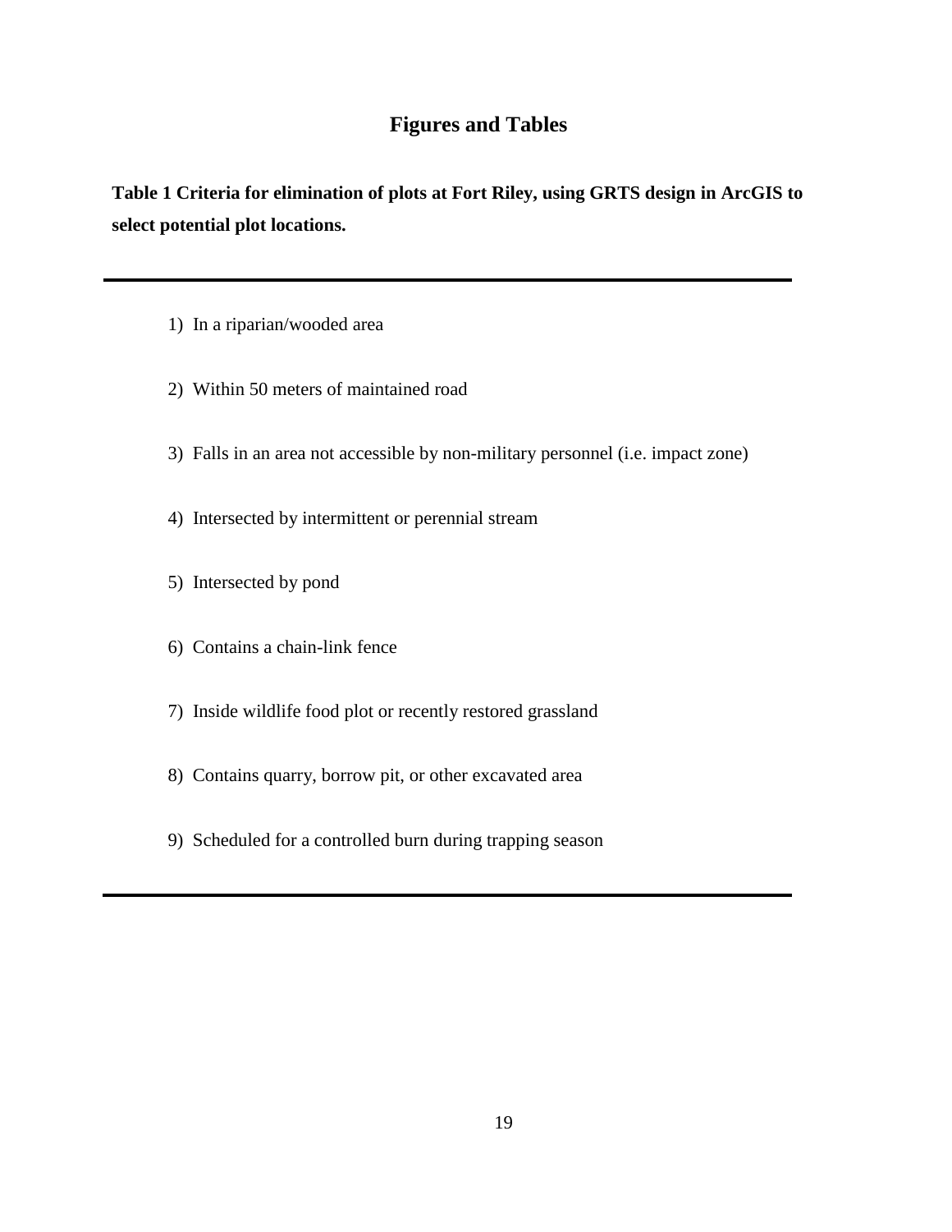# Figures and Tables

**Table 1 Criteria for elimination of plots at Fort Riley, using GRTS design in ArcGIS to select potential plot locations.**

1) In a riparian/wooded area
2) Within 50 meters of maintained road
3) Falls in an area not accessible by non-military personnel (i.e. impact zone)
4) Intersected by intermittent or perennial stream
5) Intersected by pond
6) Contains a chain-link fence
7) Inside wildlife food plot or recently restored grassland
8) Contains quarry, borrow pit, or other excavated area
9) Scheduled for a controlled burn during trapping season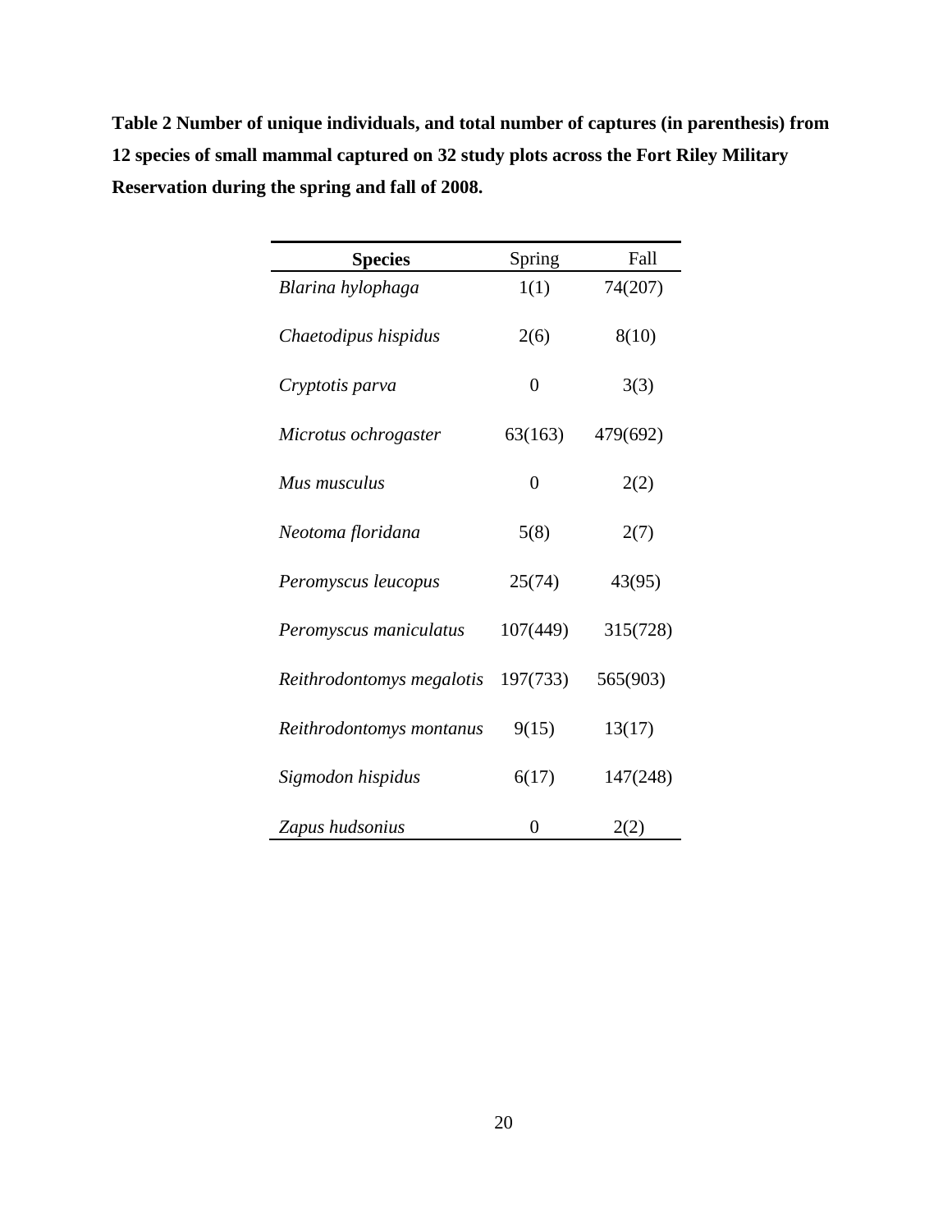**Table 2 Number of unique individuals, and total number of captures (in parenthesis) from 12 species of small mammal captured on 32 study plots across the Fort Riley Military Reservation during the spring and fall of 2008.**

| **Species** | Spring | Fall |
|---|---|---|
| *Blarina hylophaga* | 1(1) | 74(207) |
| *Chaetodipus hispidus* | 2(6) | 8(10) |
| *Cryptotis parva* | 0 | 3(3) |
| *Microtus ochrogaster* | 63(163) | 479(692) |
| *Mus musculus* | 0 | 2(2) |
| *Neotoma floridana* | 5(8) | 2(7) |
| *Peromyscus leucopus* | 25(74) | 43(95) |
| *Peromyscus maniculatus* | 107(449) | 315(728) |
| *Reithrodontomys megalotis* | 197(733) | 565(903) |
| *Reithrodontomys montanus* | 9(15) | 13(17) |
| *Sigmodon hispidus* | 6(17) | 147(248) |
| *Zapus hudsonius* | 0 | 2(2) |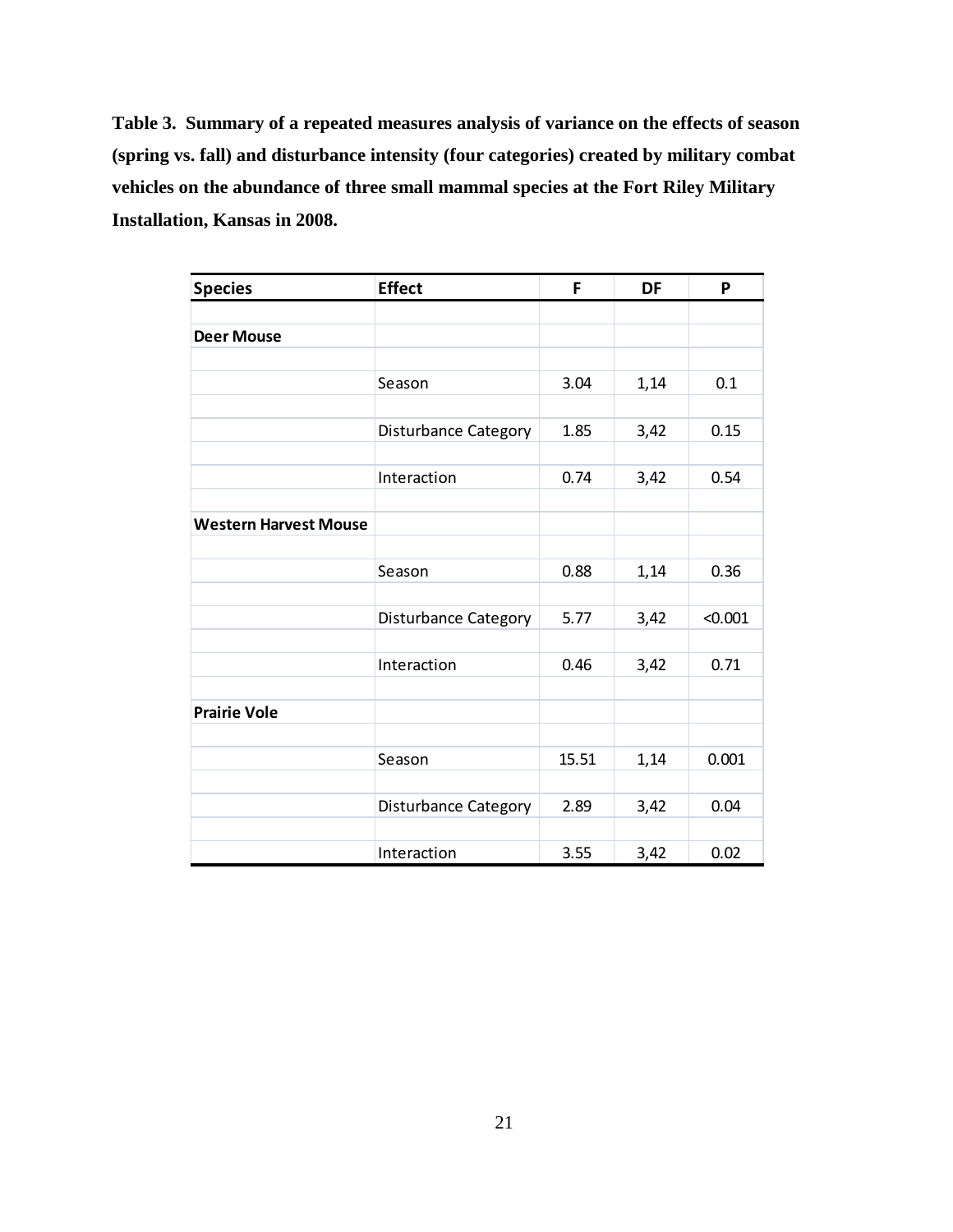**Table 3. Summary of a repeated measures analysis of variance on the effects of season (spring vs. fall) and disturbance intensity (four categories) created by military combat vehicles on the abundance of three small mammal species at the Fort Riley Military Installation, Kansas in 2008.**

| Species | Effect | F | DF | P |
|---|---|---|---|---|
| **Deer Mouse** | | | | |
| | Season | 3.04 | 1,14 | 0.1 |
| | Disturbance Category | 1.85 | 3,42 | 0.15 |
| | Interaction | 0.74 | 3,42 | 0.54 |
| **Western Harvest Mouse** | | | | |
| | Season | 0.88 | 1,14 | 0.36 |
| | Disturbance Category | 5.77 | 3,42 | <0.001 |
| | Interaction | 0.46 | 3,42 | 0.71 |
| **Prairie Vole** | | | | |
| | Season | 15.51 | 1,14 | 0.001 |
| | Disturbance Category | 2.89 | 3,42 | 0.04 |
| | Interaction | 3.55 | 3,42 | 0.02 |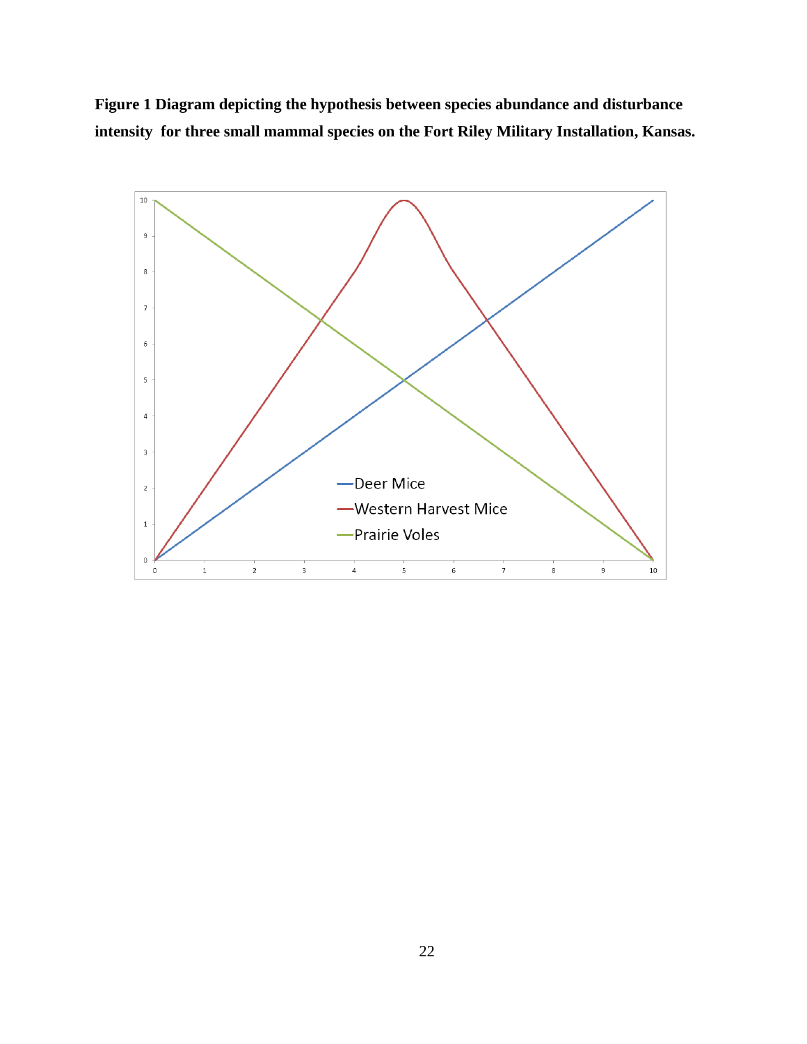**Figure 1 Diagram depicting the hypothesis between species abundance and disturbance intensity for three small mammal species on the Fort Riley Military Installation, Kansas.**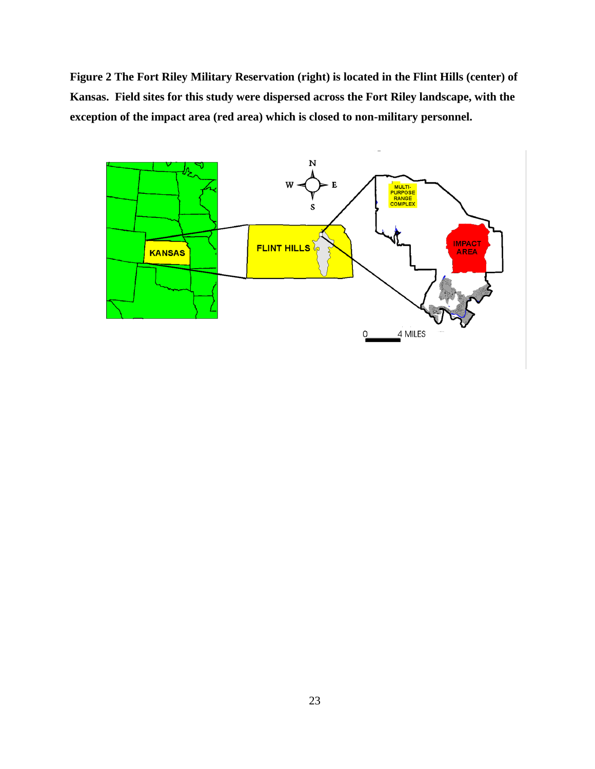**Figure 2 The Fort Riley Military Reservation (right) is located in the Flint Hills (center) of Kansas. Field sites for this study were dispersed across the Fort Riley landscape, with the exception of the impact area (red area) which is closed to non-military personnel.**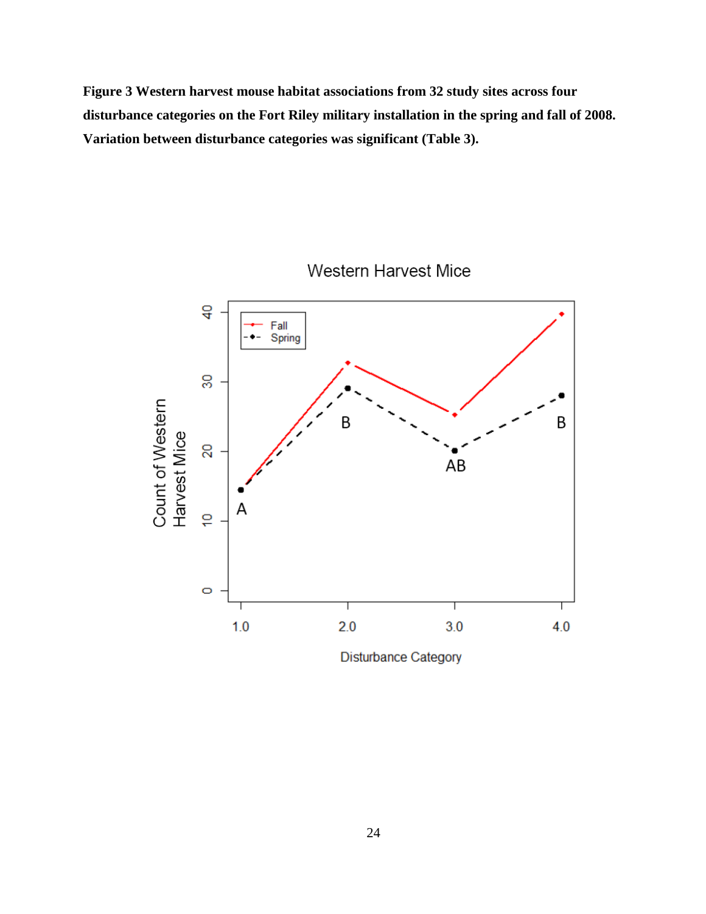**Figure 3 Western harvest mouse habitat associations from 32 study sites across four disturbance categories on the Fort Riley military installation in the spring and fall of 2008. Variation between disturbance categories was significant (Table 3).**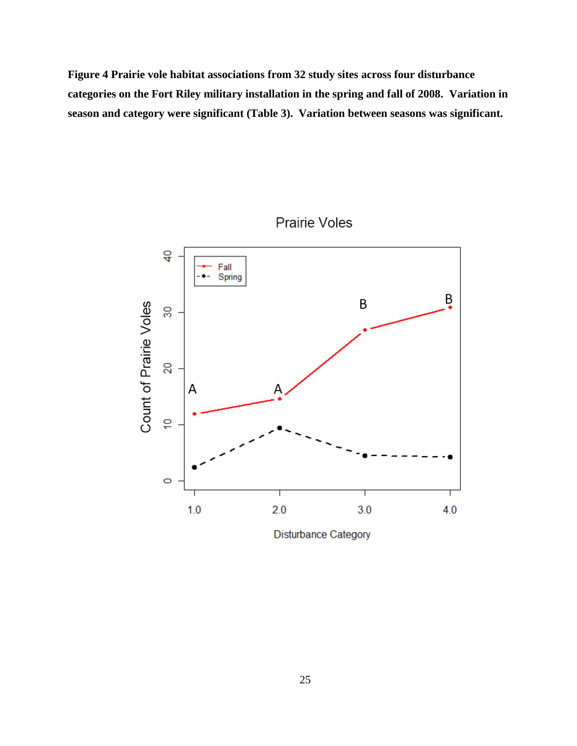**Figure 4 Prairie vole habitat associations from 32 study sites across four disturbance categories on the Fort Riley military installation in the spring and fall of 2008. Variation in season and category were significant (Table 3). Variation between seasons was significant.**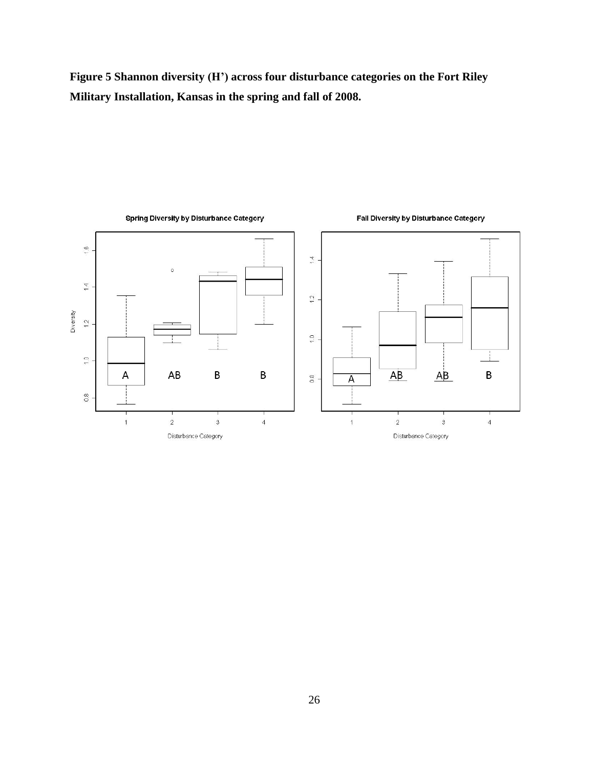**Figure 5 Shannon diversity (H') across four disturbance categories on the Fort Riley Military Installation, Kansas in the spring and fall of 2008.**

Spring Diversity by Disturbance Category

Diversity

1.6

1.4

1.2

1.0

0.8

A AB B B

1 2 3 4

Disturbance Category

Fall Diversity by Disturbance Category

1.4

1.2

1.0

0.8

A AB AB B

1 2 3 4

Disturbance Category